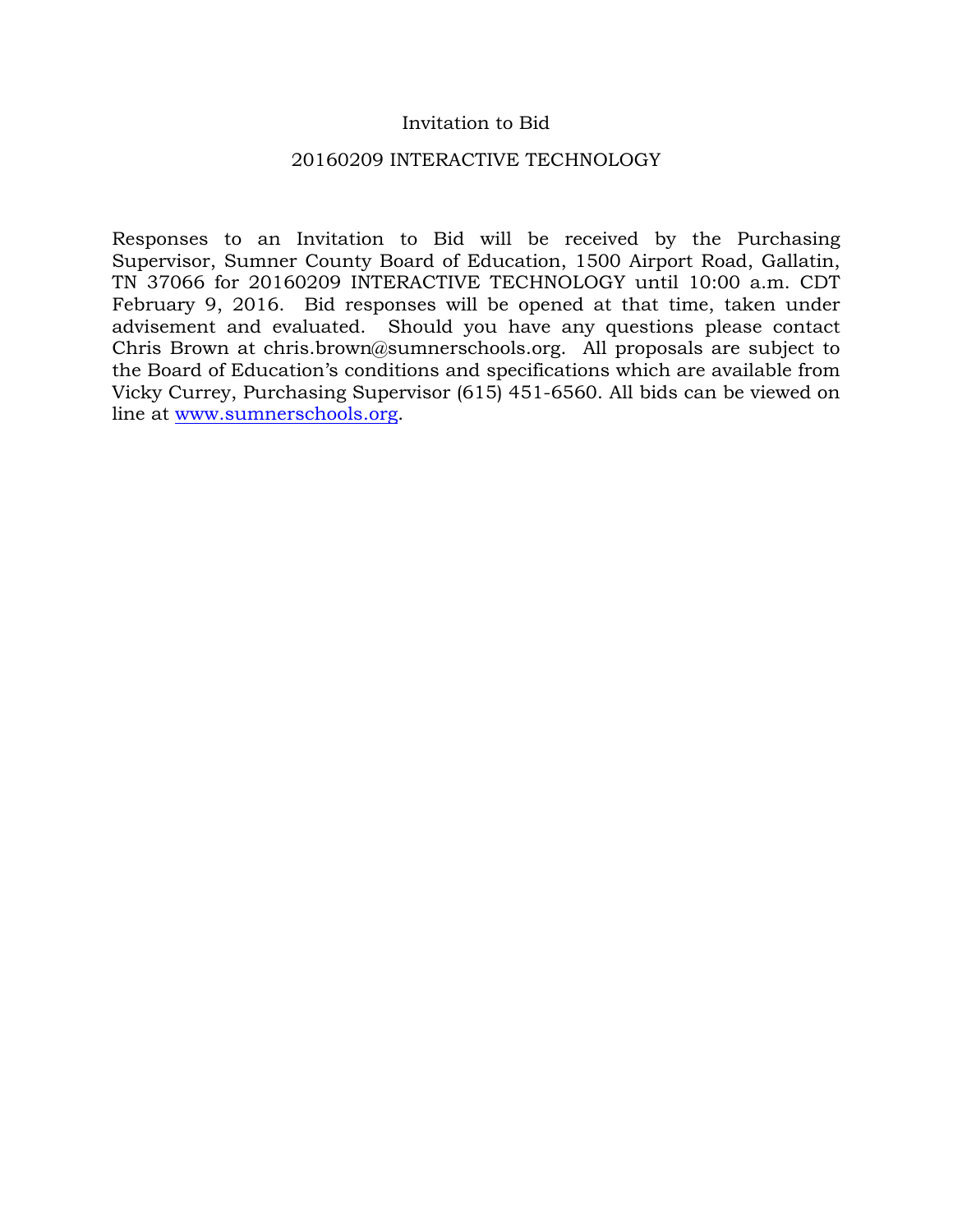# Invitation to Bid

## 20160209 INTERACTIVE TECHNOLOGY

Responses to an Invitation to Bid will be received by the Purchasing Supervisor, Sumner County Board of Education, 1500 Airport Road, Gallatin, TN 37066 for 20160209 INTERACTIVE TECHNOLOGY until 10:00 a.m. CDT February 9, 2016. Bid responses will be opened at that time, taken under advisement and evaluated. Should you have any questions please contact Chris Brown at chris.brown@sumnerschools.org. All proposals are subject to the Board of Education's conditions and specifications which are available from Vicky Currey, Purchasing Supervisor (615) 451-6560. All bids can be viewed on line at [www.sumnerschools.org](http://www.sumnerschools.org).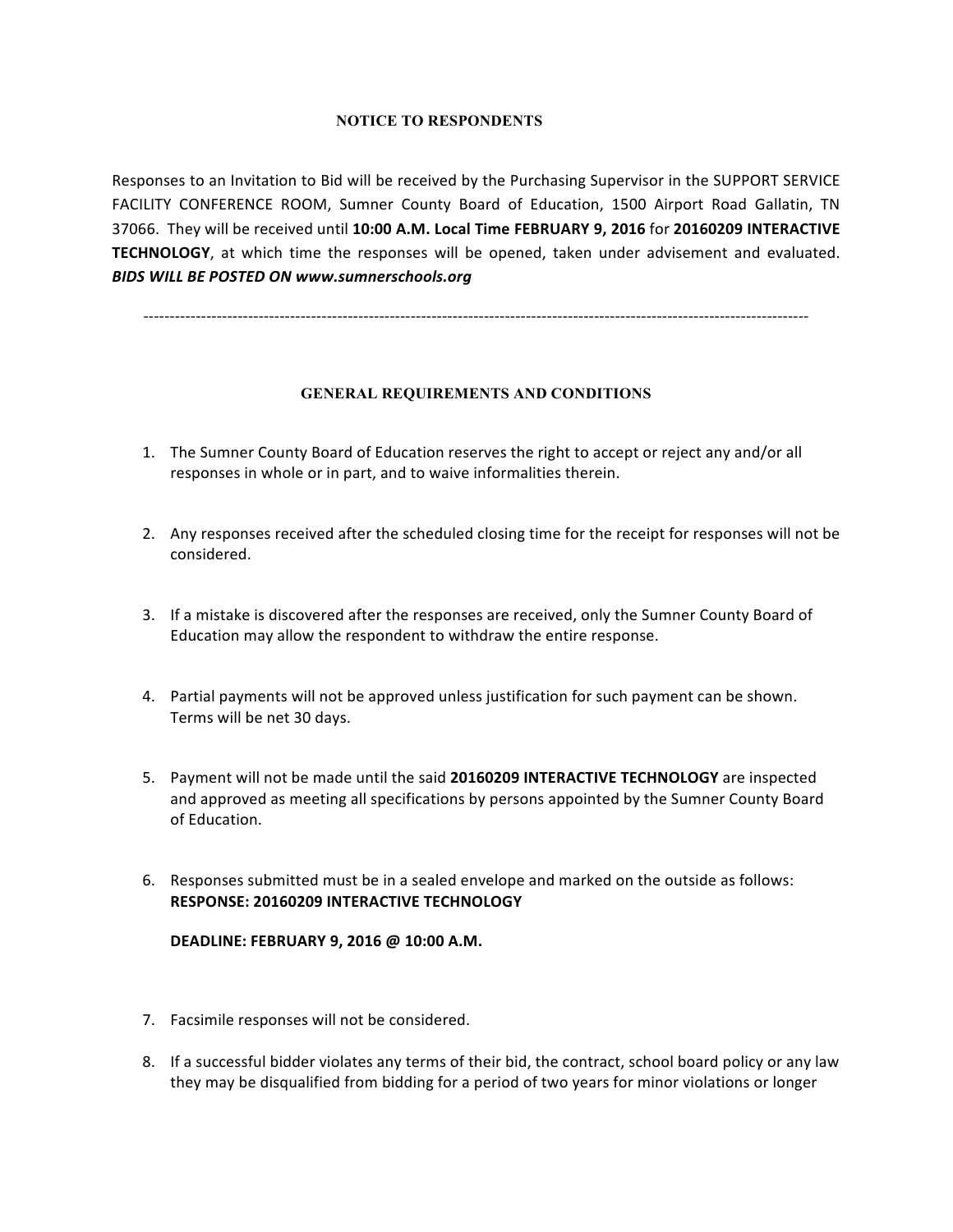## NOTICE TO RESPONDENTS

Responses to an Invitation to Bid will be received by the Purchasing Supervisor in the SUPPORT SERVICE FACILITY CONFERENCE ROOM, Sumner County Board of Education, 1500 Airport Road Gallatin, TN 37066. They will be received until **10:00 A.M. Local Time FEBRUARY 9, 2016** for **20160209 INTERACTIVE TECHNOLOGY**, at which time the responses will be opened, taken under advisement and evaluated. ***BIDS WILL BE POSTED ON www.sumnerschools.org***

---

## GENERAL REQUIREMENTS AND CONDITIONS

1. The Sumner County Board of Education reserves the right to accept or reject any and/or all responses in whole or in part, and to waive informalities therein.

2. Any responses received after the scheduled closing time for the receipt for responses will not be considered.

3. If a mistake is discovered after the responses are received, only the Sumner County Board of Education may allow the respondent to withdraw the entire response.

4. Partial payments will not be approved unless justification for such payment can be shown. Terms will be net 30 days.

5. Payment will not be made until the said **20160209 INTERACTIVE TECHNOLOGY** are inspected and approved as meeting all specifications by persons appointed by the Sumner County Board of Education.

6. Responses submitted must be in a sealed envelope and marked on the outside as follows: **RESPONSE: 20160209 INTERACTIVE TECHNOLOGY**

   **DEADLINE: FEBRUARY 9, 2016 @ 10:00 A.M.**

7. Facsimile responses will not be considered.

8. If a successful bidder violates any terms of their bid, the contract, school board policy or any law they may be disqualified from bidding for a period of two years for minor violations or longer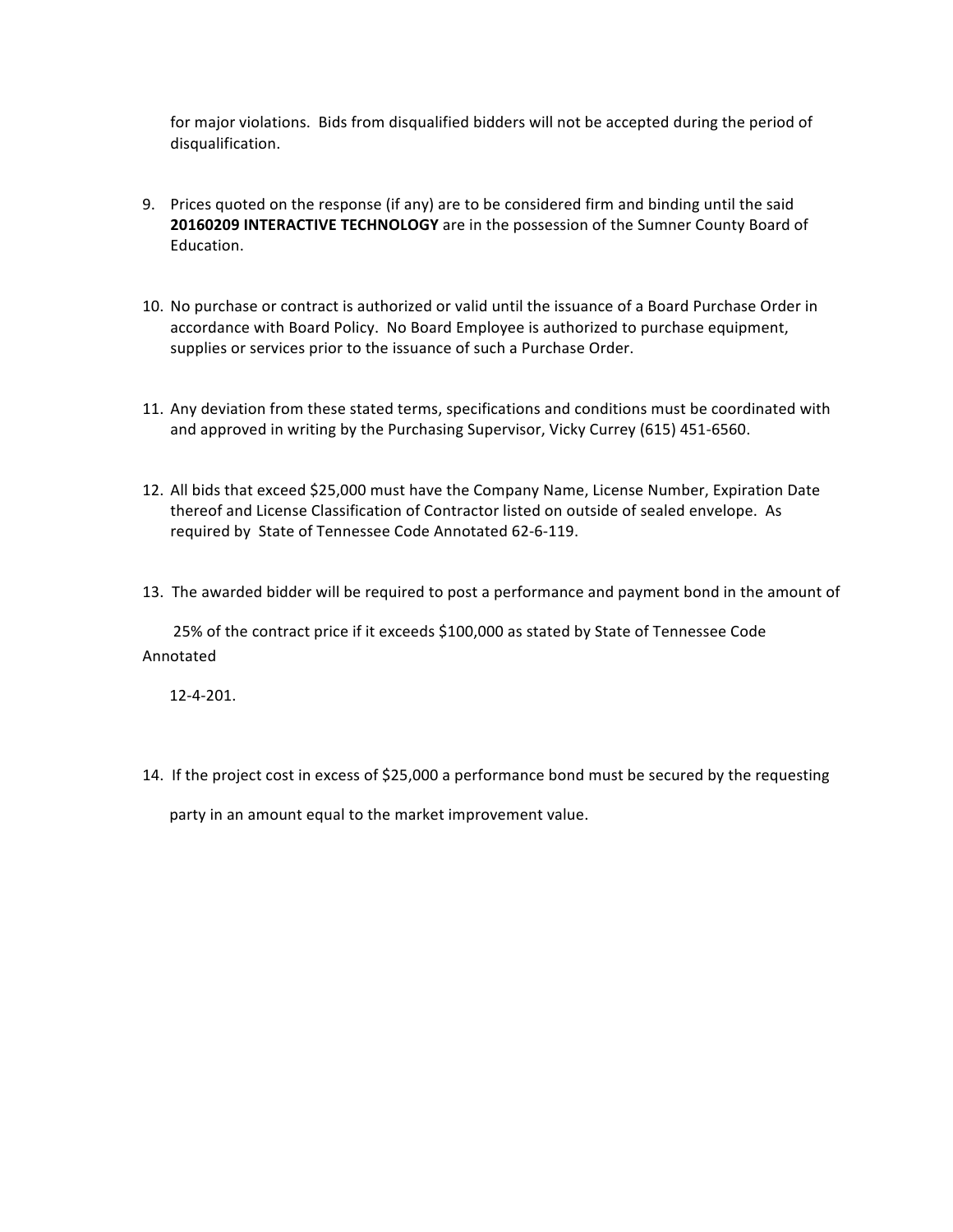for major violations. Bids from disqualified bidders will not be accepted during the period of disqualification.

9. Prices quoted on the response (if any) are to be considered firm and binding until the said **20160209 INTERACTIVE TECHNOLOGY** are in the possession of the Sumner County Board of Education.

10. No purchase or contract is authorized or valid until the issuance of a Board Purchase Order in accordance with Board Policy. No Board Employee is authorized to purchase equipment, supplies or services prior to the issuance of such a Purchase Order.

11. Any deviation from these stated terms, specifications and conditions must be coordinated with and approved in writing by the Purchasing Supervisor, Vicky Currey (615) 451-6560.

12. All bids that exceed $25,000 must have the Company Name, License Number, Expiration Date thereof and License Classification of Contractor listed on outside of sealed envelope. As required by State of Tennessee Code Annotated 62-6-119.

13. The awarded bidder will be required to post a performance and payment bond in the amount of 25% of the contract price if it exceeds $100,000 as stated by State of Tennessee Code Annotated 12-4-201.

14. If the project cost in excess of $25,000 a performance bond must be secured by the requesting party in an amount equal to the market improvement value.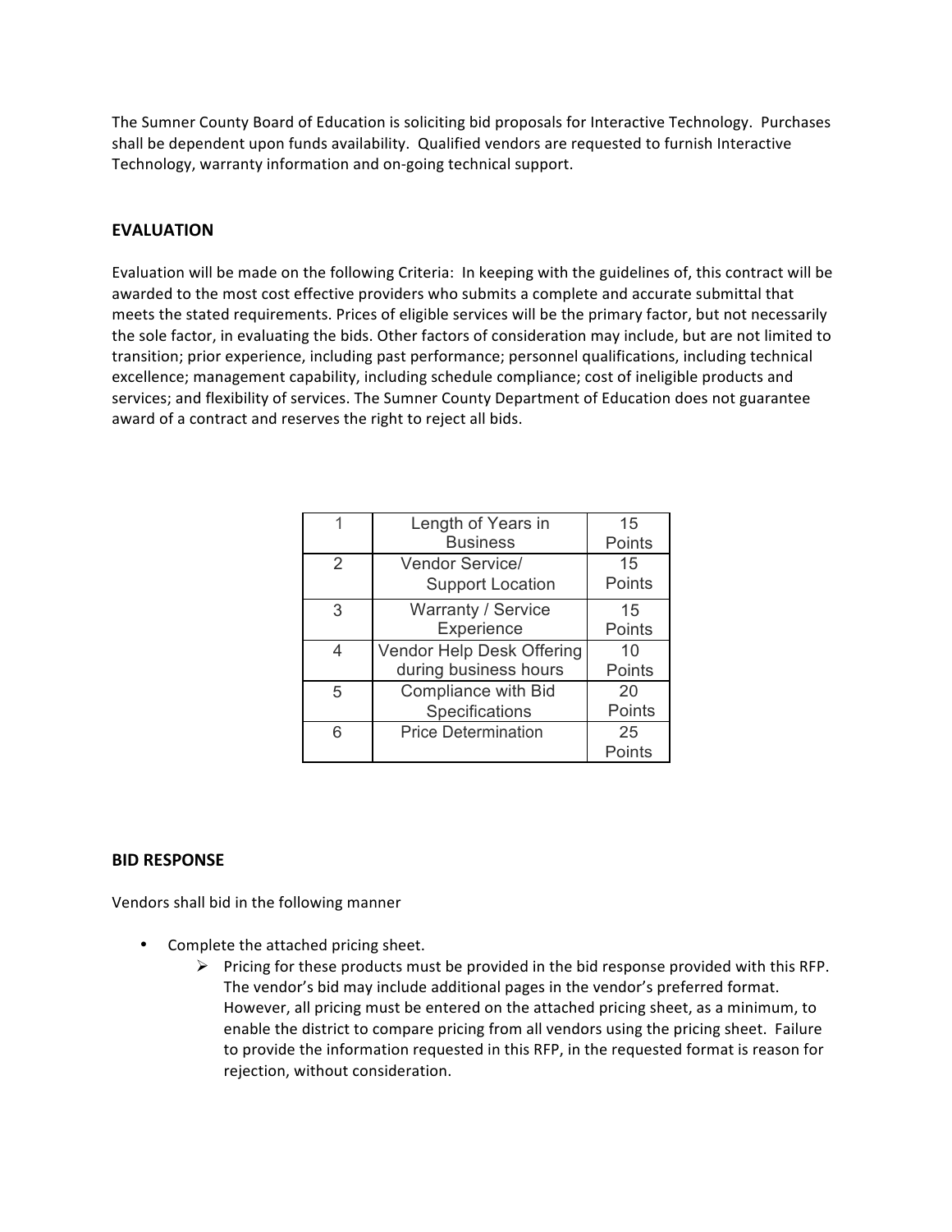The Sumner County Board of Education is soliciting bid proposals for Interactive Technology. Purchases shall be dependent upon funds availability. Qualified vendors are requested to furnish Interactive Technology, warranty information and on-going technical support.

## EVALUATION

Evaluation will be made on the following Criteria: In keeping with the guidelines of, this contract will be awarded to the most cost effective providers who submits a complete and accurate submittal that meets the stated requirements. Prices of eligible services will be the primary factor, but not necessarily the sole factor, in evaluating the bids. Other factors of consideration may include, but are not limited to transition; prior experience, including past performance; personnel qualifications, including technical excellence; management capability, including schedule compliance; cost of ineligible products and services; and flexibility of services. The Sumner County Department of Education does not guarantee award of a contract and reserves the right to reject all bids.

| | | |
|---|---|---|
| 1 | Length of Years in Business | 15 Points |
| 2 | Vendor Service/ Support Location | 15 Points |
| 3 | Warranty / Service Experience | 15 Points |
| 4 | Vendor Help Desk Offering during business hours | 10 Points |
| 5 | Compliance with Bid Specifications | 20 Points |
| 6 | Price Determination | 25 Points |

## BID RESPONSE

Vendors shall bid in the following manner

- Complete the attached pricing sheet.
  - Pricing for these products must be provided in the bid response provided with this RFP. The vendor's bid may include additional pages in the vendor's preferred format. However, all pricing must be entered on the attached pricing sheet, as a minimum, to enable the district to compare pricing from all vendors using the pricing sheet. Failure to provide the information requested in this RFP, in the requested format is reason for rejection, without consideration.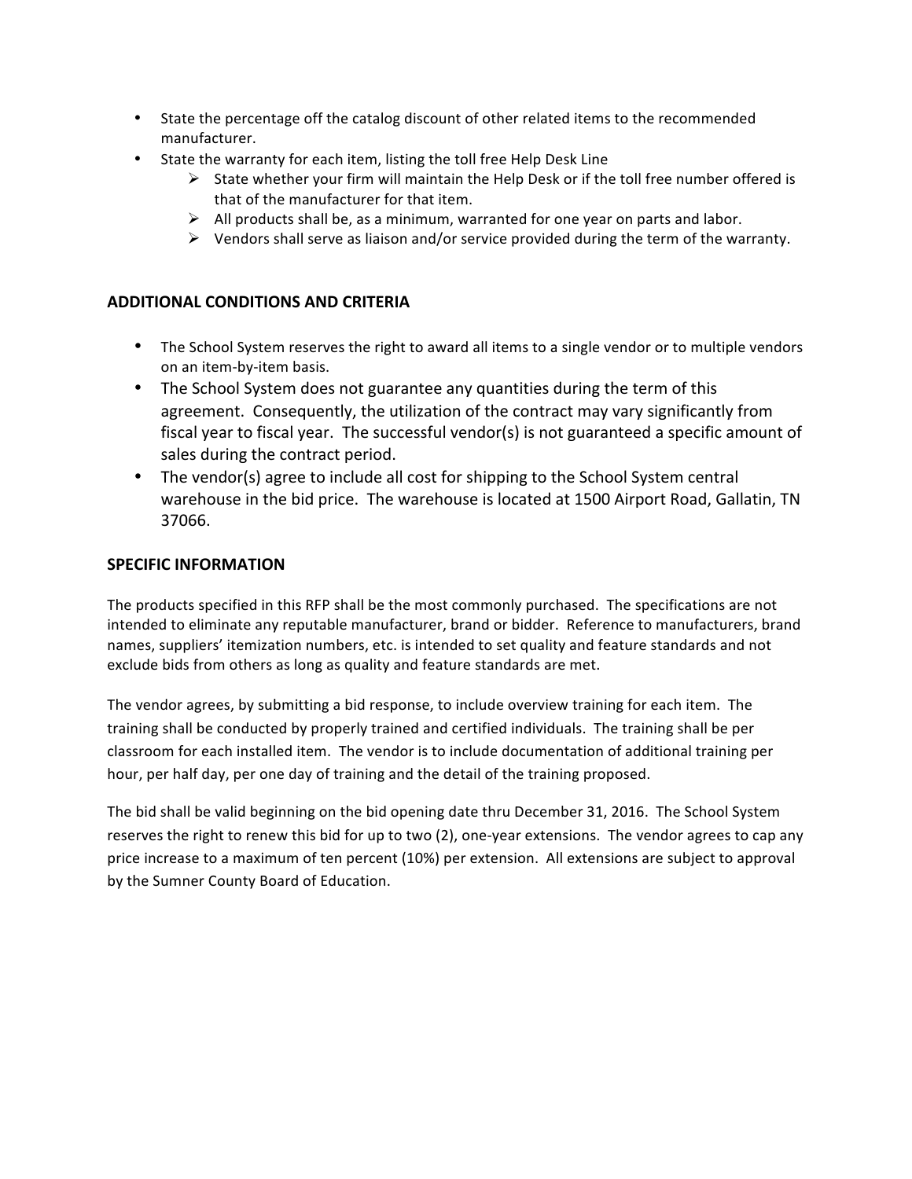- State the percentage off the catalog discount of other related items to the recommended manufacturer.
- State the warranty for each item, listing the toll free Help Desk Line
  - State whether your firm will maintain the Help Desk or if the toll free number offered is that of the manufacturer for that item.
  - All products shall be, as a minimum, warranted for one year on parts and labor.
  - Vendors shall serve as liaison and/or service provided during the term of the warranty.

## ADDITIONAL CONDITIONS AND CRITERIA

- The School System reserves the right to award all items to a single vendor or to multiple vendors on an item-by-item basis.
- The School System does not guarantee any quantities during the term of this agreement. Consequently, the utilization of the contract may vary significantly from fiscal year to fiscal year. The successful vendor(s) is not guaranteed a specific amount of sales during the contract period.
- The vendor(s) agree to include all cost for shipping to the School System central warehouse in the bid price. The warehouse is located at 1500 Airport Road, Gallatin, TN 37066.

## SPECIFIC INFORMATION

The products specified in this RFP shall be the most commonly purchased. The specifications are not intended to eliminate any reputable manufacturer, brand or bidder. Reference to manufacturers, brand names, suppliers' itemization numbers, etc. is intended to set quality and feature standards and not exclude bids from others as long as quality and feature standards are met.

The vendor agrees, by submitting a bid response, to include overview training for each item. The training shall be conducted by properly trained and certified individuals. The training shall be per classroom for each installed item. The vendor is to include documentation of additional training per hour, per half day, per one day of training and the detail of the training proposed.

The bid shall be valid beginning on the bid opening date thru December 31, 2016. The School System reserves the right to renew this bid for up to two (2), one-year extensions. The vendor agrees to cap any price increase to a maximum of ten percent (10%) per extension. All extensions are subject to approval by the Sumner County Board of Education.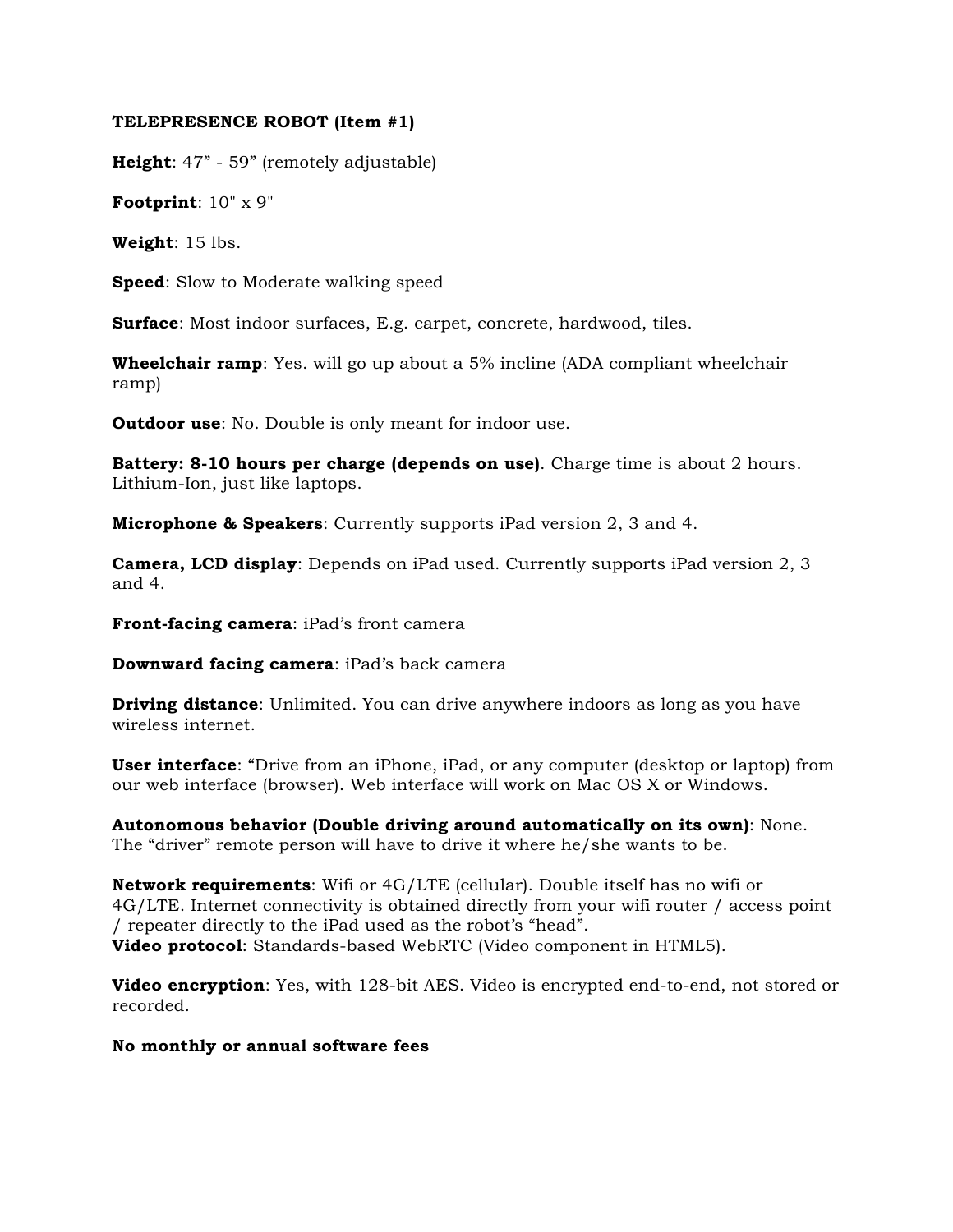**TELEPRESENCE ROBOT (Item #1)**

**Height**: 47” - 59” (remotely adjustable)

**Footprint**: 10" x 9"

**Weight**: 15 lbs.

**Speed**: Slow to Moderate walking speed

**Surface**: Most indoor surfaces, E.g. carpet, concrete, hardwood, tiles.

**Wheelchair ramp**: Yes. will go up about a 5% incline (ADA compliant wheelchair ramp)

**Outdoor use**: No. Double is only meant for indoor use.

**Battery: 8-10 hours per charge (depends on use)**. Charge time is about 2 hours. Lithium-Ion, just like laptops.

**Microphone & Speakers**: Currently supports iPad version 2, 3 and 4.

**Camera, LCD display**: Depends on iPad used. Currently supports iPad version 2, 3 and 4.

**Front-facing camera**: iPad’s front camera

**Downward facing camera**: iPad’s back camera

**Driving distance**: Unlimited. You can drive anywhere indoors as long as you have wireless internet.

**User interface**: “Drive from an iPhone, iPad, or any computer (desktop or laptop) from our web interface (browser). Web interface will work on Mac OS X or Windows.

**Autonomous behavior (Double driving around automatically on its own)**: None. The “driver” remote person will have to drive it where he/she wants to be.

**Network requirements**: Wifi or 4G/LTE (cellular). Double itself has no wifi or 4G/LTE. Internet connectivity is obtained directly from your wifi router / access point / repeater directly to the iPad used as the robot’s “head”.
**Video protocol**: Standards-based WebRTC (Video component in HTML5).

**Video encryption**: Yes, with 128-bit AES. Video is encrypted end-to-end, not stored or recorded.

**No monthly or annual software fees**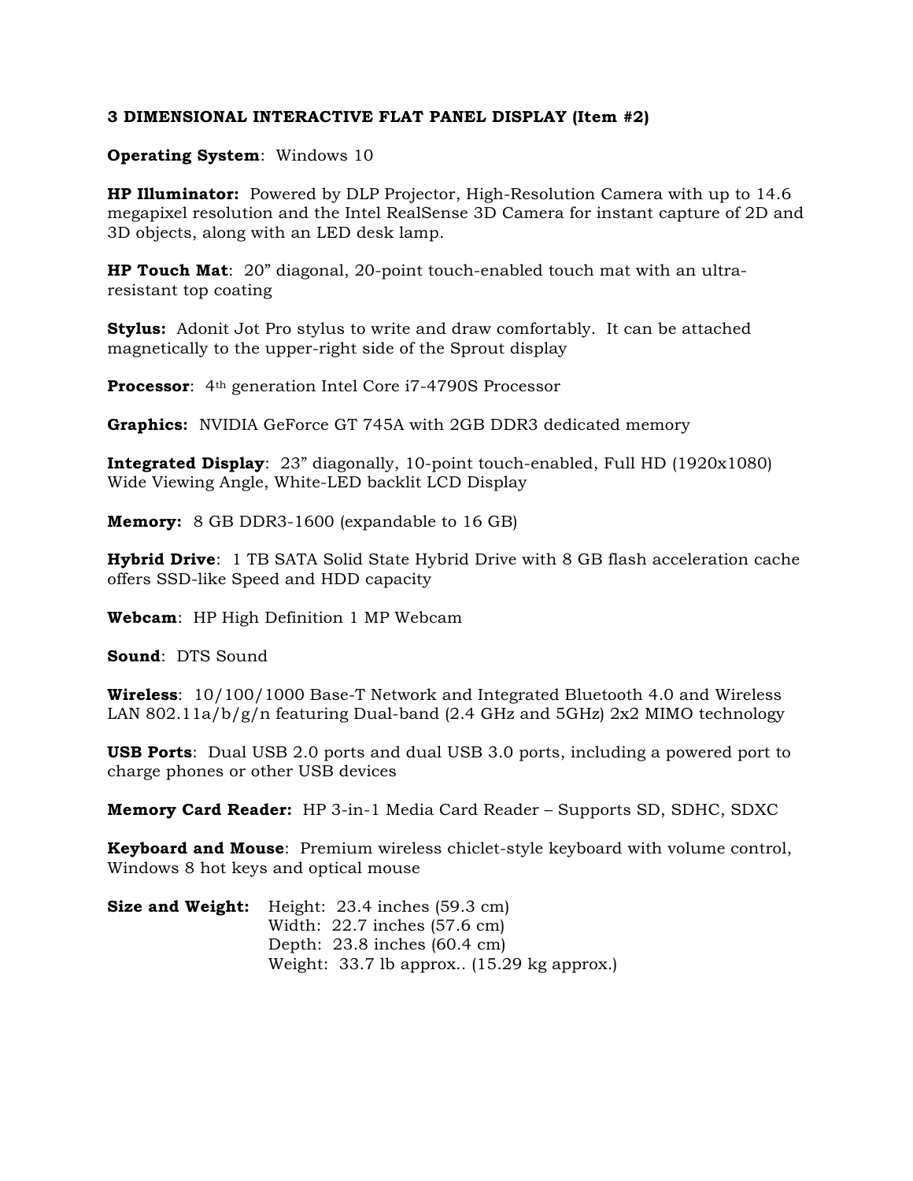**3 DIMENSIONAL INTERACTIVE FLAT PANEL DISPLAY (Item #2)**

**Operating System**: Windows 10

**HP Illuminator:** Powered by DLP Projector, High-Resolution Camera with up to 14.6 megapixel resolution and the Intel RealSense 3D Camera for instant capture of 2D and 3D objects, along with an LED desk lamp.

**HP Touch Mat**: 20" diagonal, 20-point touch-enabled touch mat with an ultra-resistant top coating

**Stylus:** Adonit Jot Pro stylus to write and draw comfortably. It can be attached magnetically to the upper-right side of the Sprout display

**Processor**: 4th generation Intel Core i7-4790S Processor

**Graphics:** NVIDIA GeForce GT 745A with 2GB DDR3 dedicated memory

**Integrated Display**: 23" diagonally, 10-point touch-enabled, Full HD (1920x1080) Wide Viewing Angle, White-LED backlit LCD Display

**Memory:** 8 GB DDR3-1600 (expandable to 16 GB)

**Hybrid Drive**: 1 TB SATA Solid State Hybrid Drive with 8 GB flash acceleration cache offers SSD-like Speed and HDD capacity

**Webcam**: HP High Definition 1 MP Webcam

**Sound**: DTS Sound

**Wireless**: 10/100/1000 Base-T Network and Integrated Bluetooth 4.0 and Wireless LAN 802.11a/b/g/n featuring Dual-band (2.4 GHz and 5GHz) 2x2 MIMO technology

**USB Ports**: Dual USB 2.0 ports and dual USB 3.0 ports, including a powered port to charge phones or other USB devices

**Memory Card Reader:** HP 3-in-1 Media Card Reader – Supports SD, SDHC, SDXC

**Keyboard and Mouse**: Premium wireless chiclet-style keyboard with volume control, Windows 8 hot keys and optical mouse

**Size and Weight:** Height: 23.4 inches (59.3 cm)
Width: 22.7 inches (57.6 cm)
Depth: 23.8 inches (60.4 cm)
Weight: 33.7 lb approx.. (15.29 kg approx.)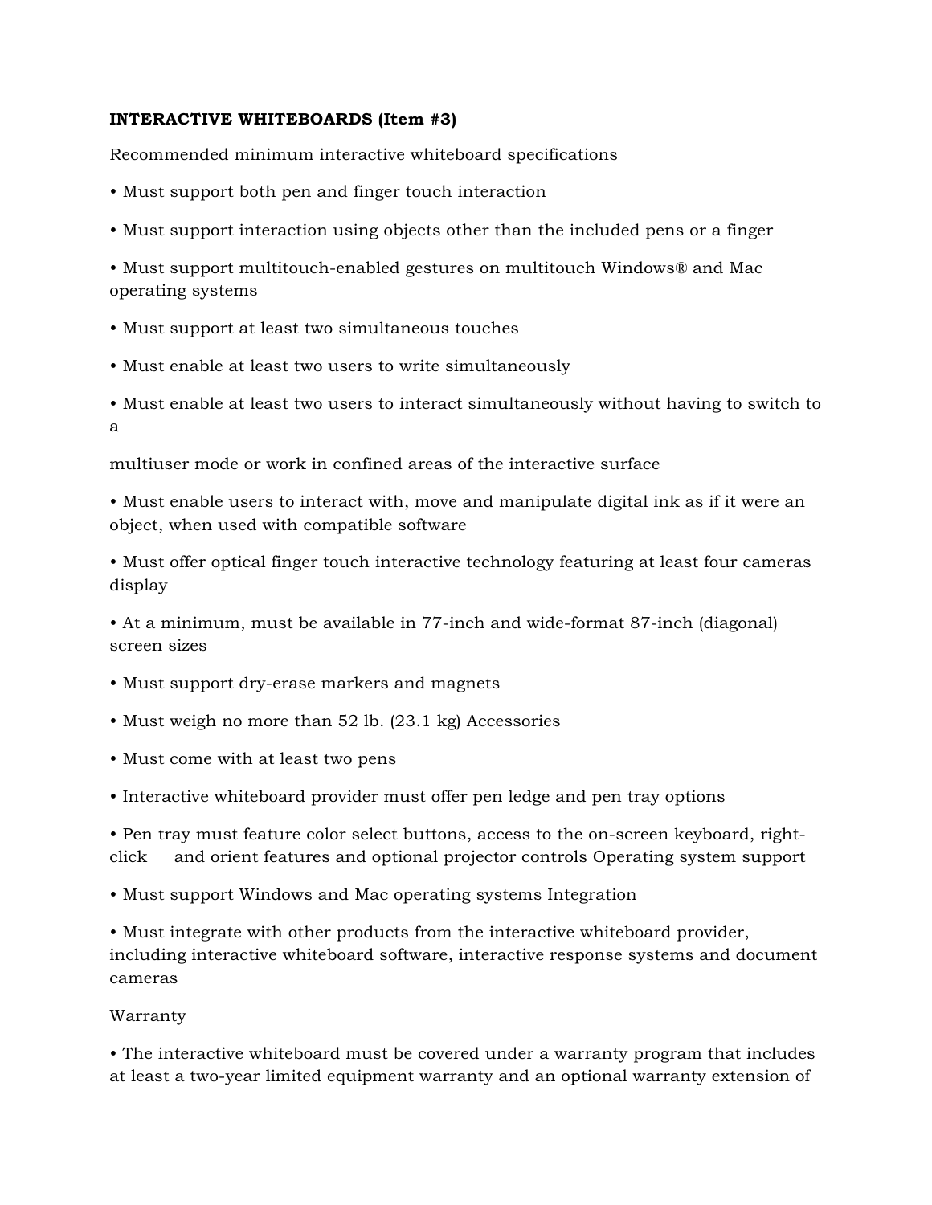**INTERACTIVE WHITEBOARDS (Item #3)**

Recommended minimum interactive whiteboard specifications

• Must support both pen and finger touch interaction

• Must support interaction using objects other than the included pens or a finger

• Must support multitouch-enabled gestures on multitouch Windows® and Mac operating systems

• Must support at least two simultaneous touches

• Must enable at least two users to write simultaneously

• Must enable at least two users to interact simultaneously without having to switch to a

multiuser mode or work in confined areas of the interactive surface

• Must enable users to interact with, move and manipulate digital ink as if it were an object, when used with compatible software

• Must offer optical finger touch interactive technology featuring at least four cameras display

• At a minimum, must be available in 77-inch and wide-format 87-inch (diagonal) screen sizes

• Must support dry-erase markers and magnets

• Must weigh no more than 52 lb. (23.1 kg) Accessories

• Must come with at least two pens

• Interactive whiteboard provider must offer pen ledge and pen tray options

• Pen tray must feature color select buttons, access to the on-screen keyboard, right-click and orient features and optional projector controls Operating system support

• Must support Windows and Mac operating systems Integration

• Must integrate with other products from the interactive whiteboard provider, including interactive whiteboard software, interactive response systems and document cameras

Warranty

• The interactive whiteboard must be covered under a warranty program that includes at least a two-year limited equipment warranty and an optional warranty extension of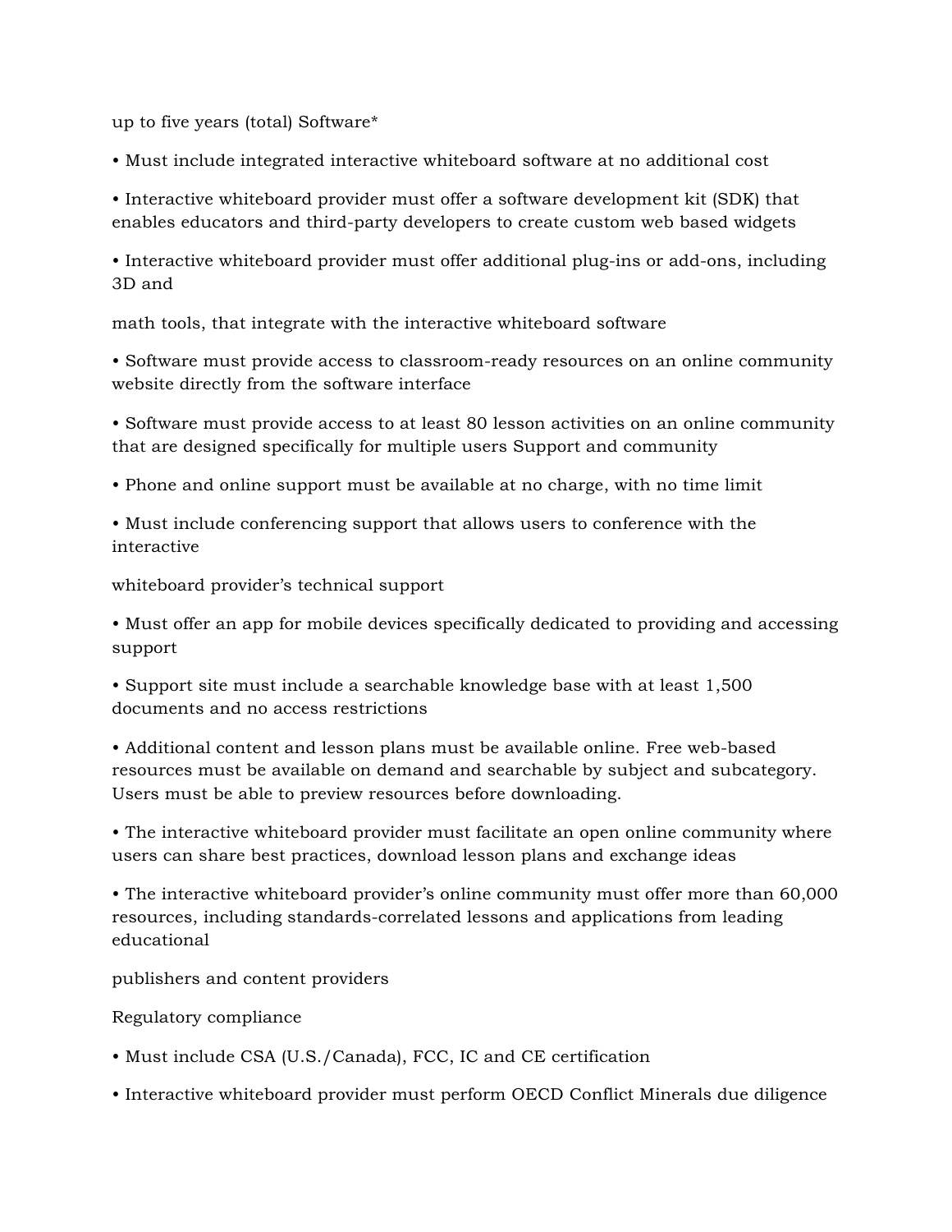up to five years (total) Software*

- Must include integrated interactive whiteboard software at no additional cost

- Interactive whiteboard provider must offer a software development kit (SDK) that enables educators and third-party developers to create custom web based widgets

- Interactive whiteboard provider must offer additional plug-ins or add-ons, including 3D and

math tools, that integrate with the interactive whiteboard software

- Software must provide access to classroom-ready resources on an online community website directly from the software interface

- Software must provide access to at least 80 lesson activities on an online community that are designed specifically for multiple users Support and community

- Phone and online support must be available at no charge, with no time limit

- Must include conferencing support that allows users to conference with the interactive

whiteboard provider's technical support

- Must offer an app for mobile devices specifically dedicated to providing and accessing support

- Support site must include a searchable knowledge base with at least 1,500 documents and no access restrictions

- Additional content and lesson plans must be available online. Free web-based resources must be available on demand and searchable by subject and subcategory. Users must be able to preview resources before downloading.

- The interactive whiteboard provider must facilitate an open online community where users can share best practices, download lesson plans and exchange ideas

- The interactive whiteboard provider's online community must offer more than 60,000 resources, including standards-correlated lessons and applications from leading educational

publishers and content providers

Regulatory compliance

- Must include CSA (U.S./Canada), FCC, IC and CE certification

- Interactive whiteboard provider must perform OECD Conflict Minerals due diligence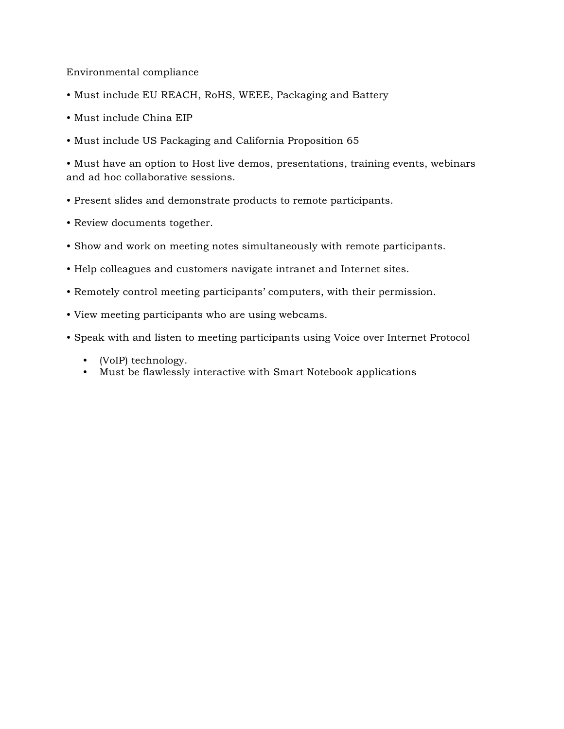Environmental compliance

- Must include EU REACH, RoHS, WEEE, Packaging and Battery
- Must include China EIP
- Must include US Packaging and California Proposition 65
- Must have an option to Host live demos, presentations, training events, webinars and ad hoc collaborative sessions.
- Present slides and demonstrate products to remote participants.
- Review documents together.
- Show and work on meeting notes simultaneously with remote participants.
- Help colleagues and customers navigate intranet and Internet sites.
- Remotely control meeting participants' computers, with their permission.
- View meeting participants who are using webcams.
- Speak with and listen to meeting participants using Voice over Internet Protocol
    - (VoIP) technology.
    - Must be flawlessly interactive with Smart Notebook applications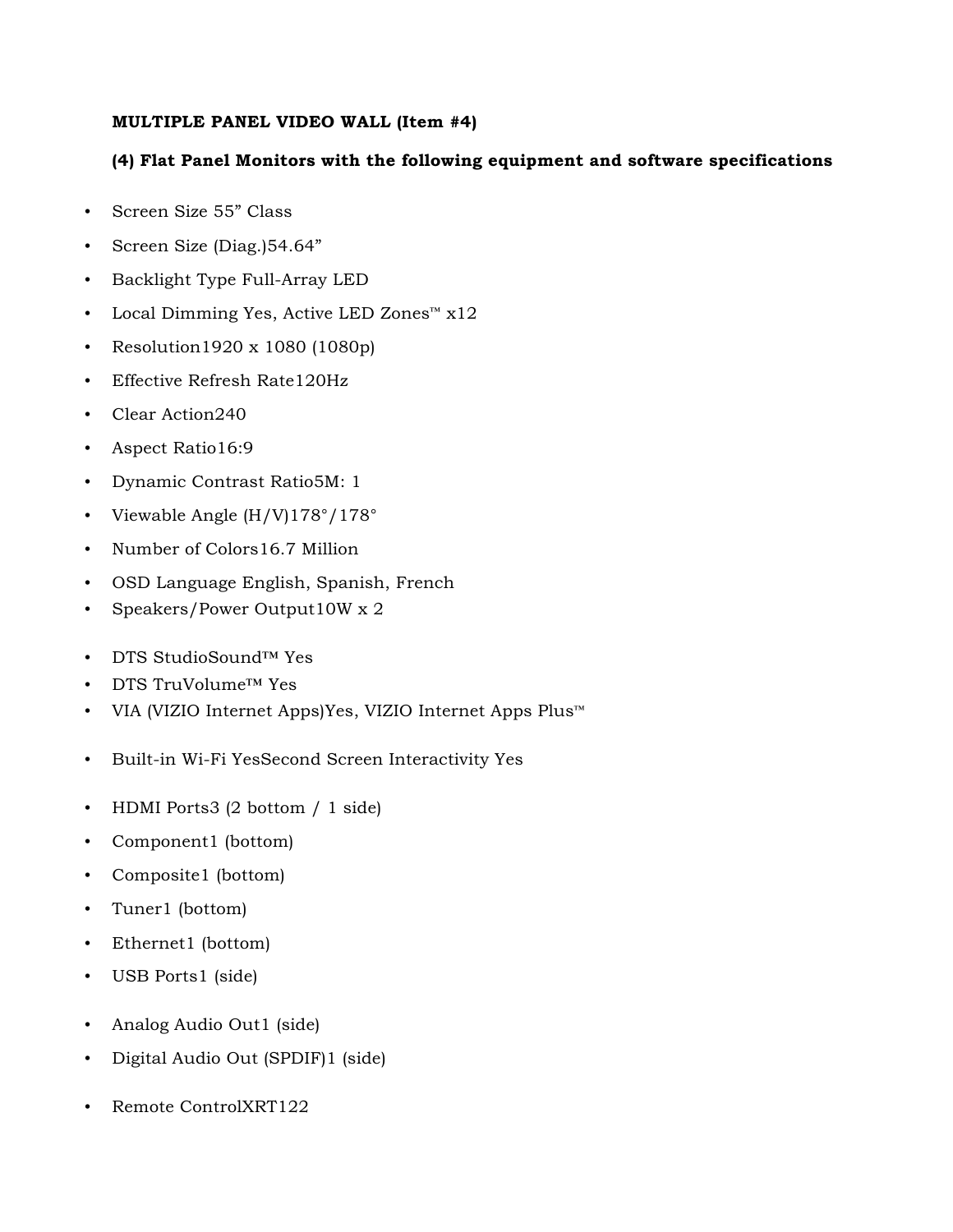**MULTIPLE PANEL VIDEO WALL (Item #4)**

**(4) Flat Panel Monitors with the following equipment and software specifications**

- Screen Size 55” Class
- Screen Size (Diag.)54.64”
- Backlight Type Full-Array LED
- Local Dimming Yes, Active LED Zones™ x12
- Resolution1920 x 1080 (1080p)
- Effective Refresh Rate120Hz
- Clear Action240
- Aspect Ratio16:9
- Dynamic Contrast Ratio5M: 1
- Viewable Angle (H/V)178°/178°
- Number of Colors16.7 Million
- OSD Language English, Spanish, French
- Speakers/Power Output10W x 2
- DTS StudioSound™ Yes
- DTS TruVolume™ Yes
- VIA (VIZIO Internet Apps)Yes, VIZIO Internet Apps Plus™
- Built-in Wi-Fi YesSecond Screen Interactivity Yes
- HDMI Ports3 (2 bottom / 1 side)
- Component1 (bottom)
- Composite1 (bottom)
- Tuner1 (bottom)
- Ethernet1 (bottom)
- USB Ports1 (side)
- Analog Audio Out1 (side)
- Digital Audio Out (SPDIF)1 (side)
- Remote ControlXRT122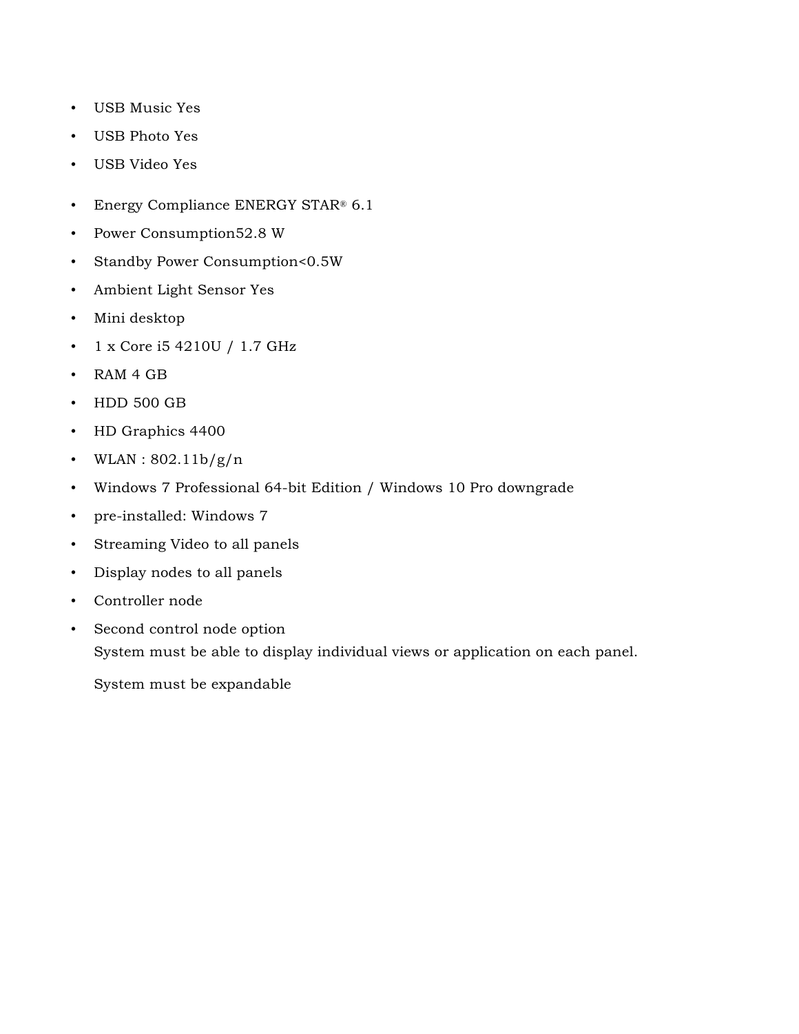- USB Music Yes
- USB Photo Yes
- USB Video Yes
- Energy Compliance ENERGY STAR® 6.1
- Power Consumption52.8 W
- Standby Power Consumption<0.5W
- Ambient Light Sensor Yes
- Mini desktop
- 1 x Core i5 4210U / 1.7 GHz
- RAM 4 GB
- HDD 500 GB
- HD Graphics 4400
- WLAN : 802.11b/g/n
- Windows 7 Professional 64-bit Edition / Windows 10 Pro downgrade
- pre-installed: Windows 7
- Streaming Video to all panels
- Display nodes to all panels
- Controller node
- Second control node option
  System must be able to display individual views or application on each panel.

  System must be expandable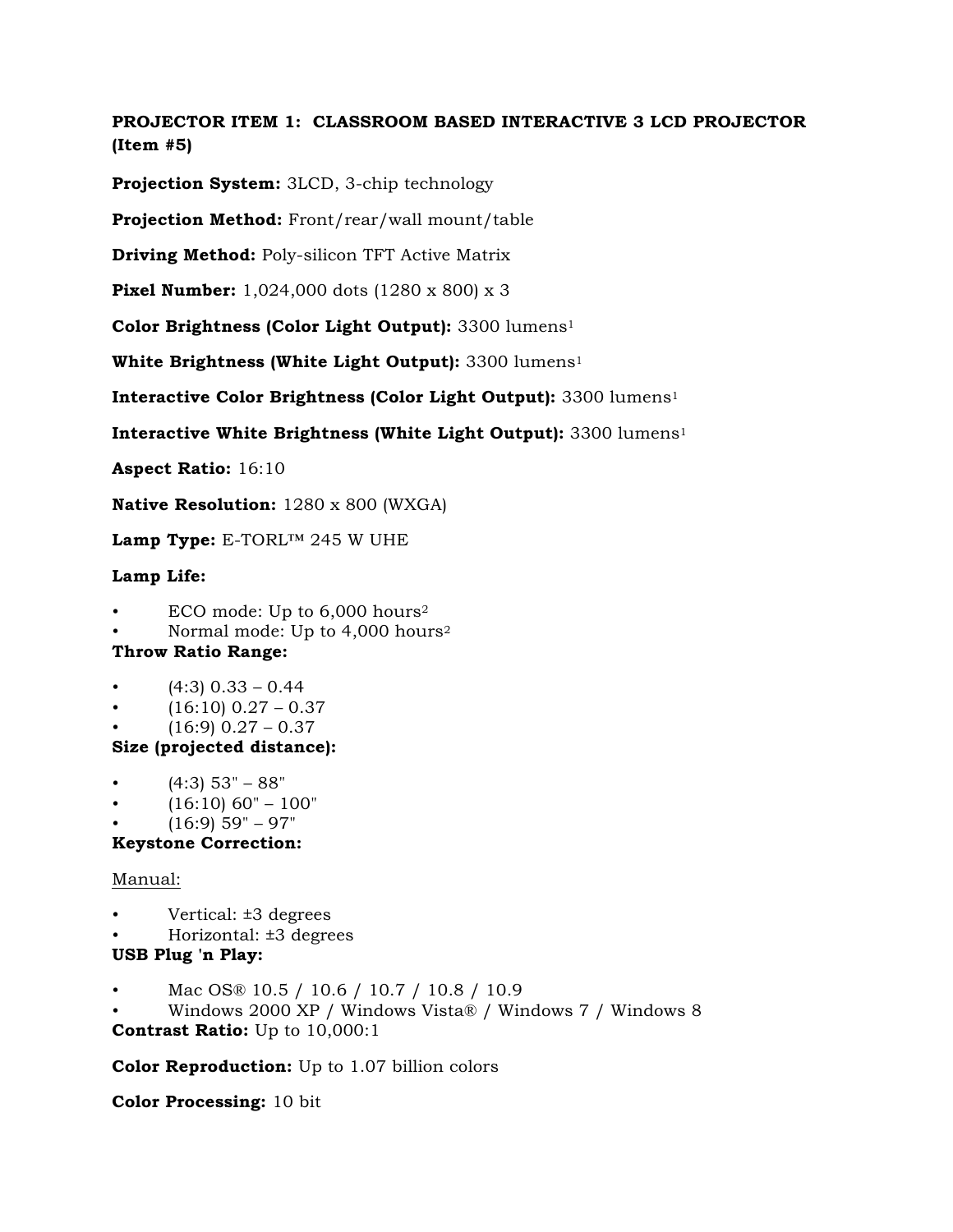**PROJECTOR ITEM 1: CLASSROOM BASED INTERACTIVE 3 LCD PROJECTOR (Item #5)**

**Projection System:** 3LCD, 3-chip technology

**Projection Method:** Front/rear/wall mount/table

**Driving Method:** Poly-silicon TFT Active Matrix

**Pixel Number:** 1,024,000 dots (1280 x 800) x 3

**Color Brightness (Color Light Output):** 3300 lumens[1]

**White Brightness (White Light Output):** 3300 lumens[1]

**Interactive Color Brightness (Color Light Output):** 3300 lumens[1]

**Interactive White Brightness (White Light Output):** 3300 lumens[1]

**Aspect Ratio:** 16:10

**Native Resolution:** 1280 x 800 (WXGA)

**Lamp Type:** E-TORL™ 245 W UHE

**Lamp Life:**

- ECO mode: Up to 6,000 hours[2]
- Normal mode: Up to 4,000 hours[2]

**Throw Ratio Range:**

- (4:3) 0.33 – 0.44
- (16:10) 0.27 – 0.37
- (16:9) 0.27 – 0.37

**Size (projected distance):**

- (4:3) 53" – 88"
- (16:10) 60" – 100"
- (16:9) 59" – 97"

**Keystone Correction:**

Manual:

- Vertical: ±3 degrees
- Horizontal: ±3 degrees

**USB Plug 'n Play:**

- Mac OS® 10.5 / 10.6 / 10.7 / 10.8 / 10.9
- Windows 2000 XP / Windows Vista® / Windows 7 / Windows 8

**Contrast Ratio:** Up to 10,000:1

**Color Reproduction:** Up to 1.07 billion colors

**Color Processing:** 10 bit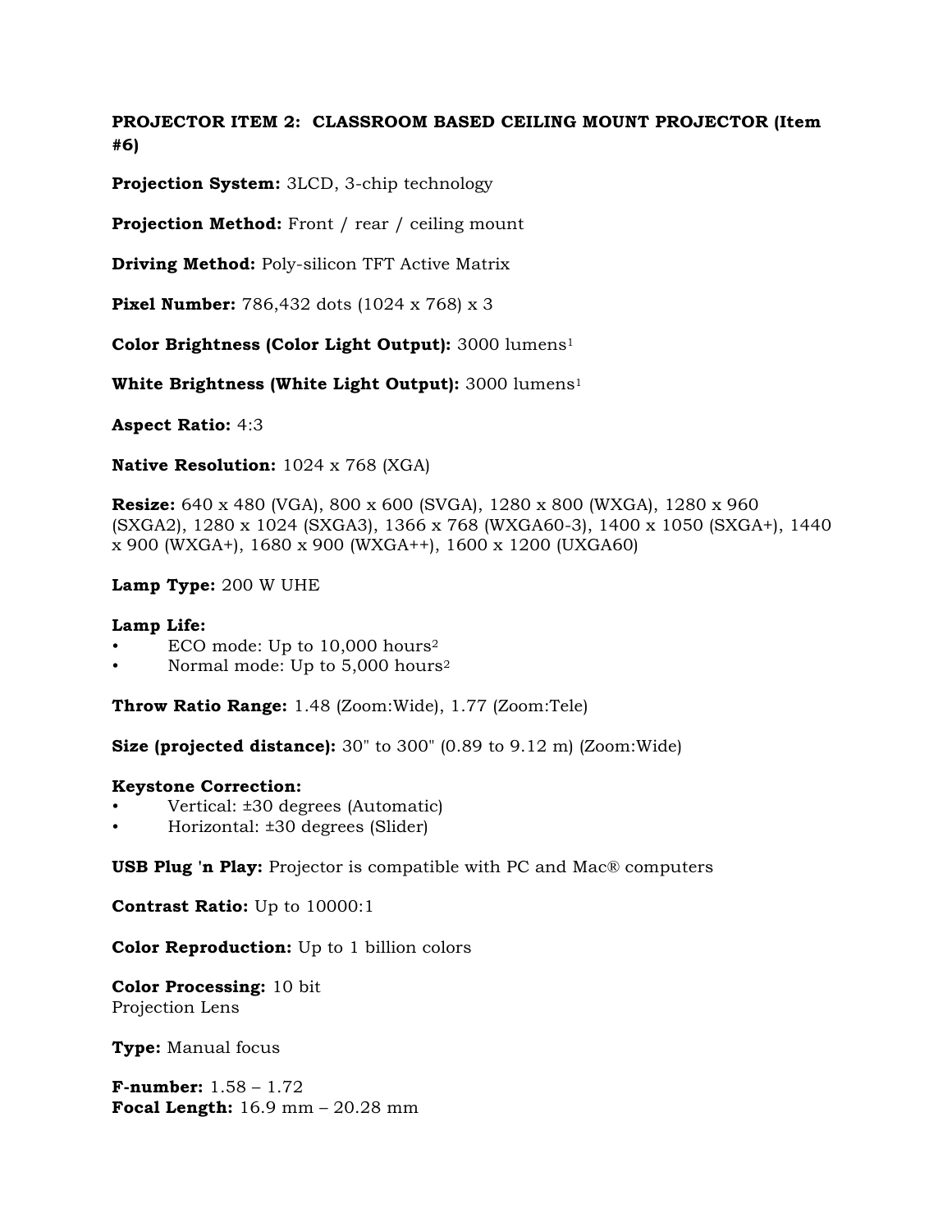**PROJECTOR ITEM 2: CLASSROOM BASED CEILING MOUNT PROJECTOR (Item #6)**

**Projection System:** 3LCD, 3-chip technology

**Projection Method:** Front / rear / ceiling mount

**Driving Method:** Poly-silicon TFT Active Matrix

**Pixel Number:** 786,432 dots (1024 x 768) x 3

**Color Brightness (Color Light Output):** 3000 lumens[1]

**White Brightness (White Light Output):** 3000 lumens[1]

**Aspect Ratio:** 4:3

**Native Resolution:** 1024 x 768 (XGA)

**Resize:** 640 x 480 (VGA), 800 x 600 (SVGA), 1280 x 800 (WXGA), 1280 x 960 (SXGA2), 1280 x 1024 (SXGA3), 1366 x 768 (WXGA60-3), 1400 x 1050 (SXGA+), 1440 x 900 (WXGA+), 1680 x 900 (WXGA++), 1600 x 1200 (UXGA60)

**Lamp Type:** 200 W UHE

**Lamp Life:**

- ECO mode: Up to 10,000 hours[2]
- Normal mode: Up to 5,000 hours[2]

**Throw Ratio Range:** 1.48 (Zoom:Wide), 1.77 (Zoom:Tele)

**Size (projected distance):** 30" to 300" (0.89 to 9.12 m) (Zoom:Wide)

**Keystone Correction:**

- Vertical: ±30 degrees (Automatic)
- Horizontal: ±30 degrees (Slider)

**USB Plug 'n Play:** Projector is compatible with PC and Mac® computers

**Contrast Ratio:** Up to 10000:1

**Color Reproduction:** Up to 1 billion colors

**Color Processing:** 10 bit
Projection Lens

**Type:** Manual focus

**F-number:** 1.58 – 1.72
**Focal Length:** 16.9 mm – 20.28 mm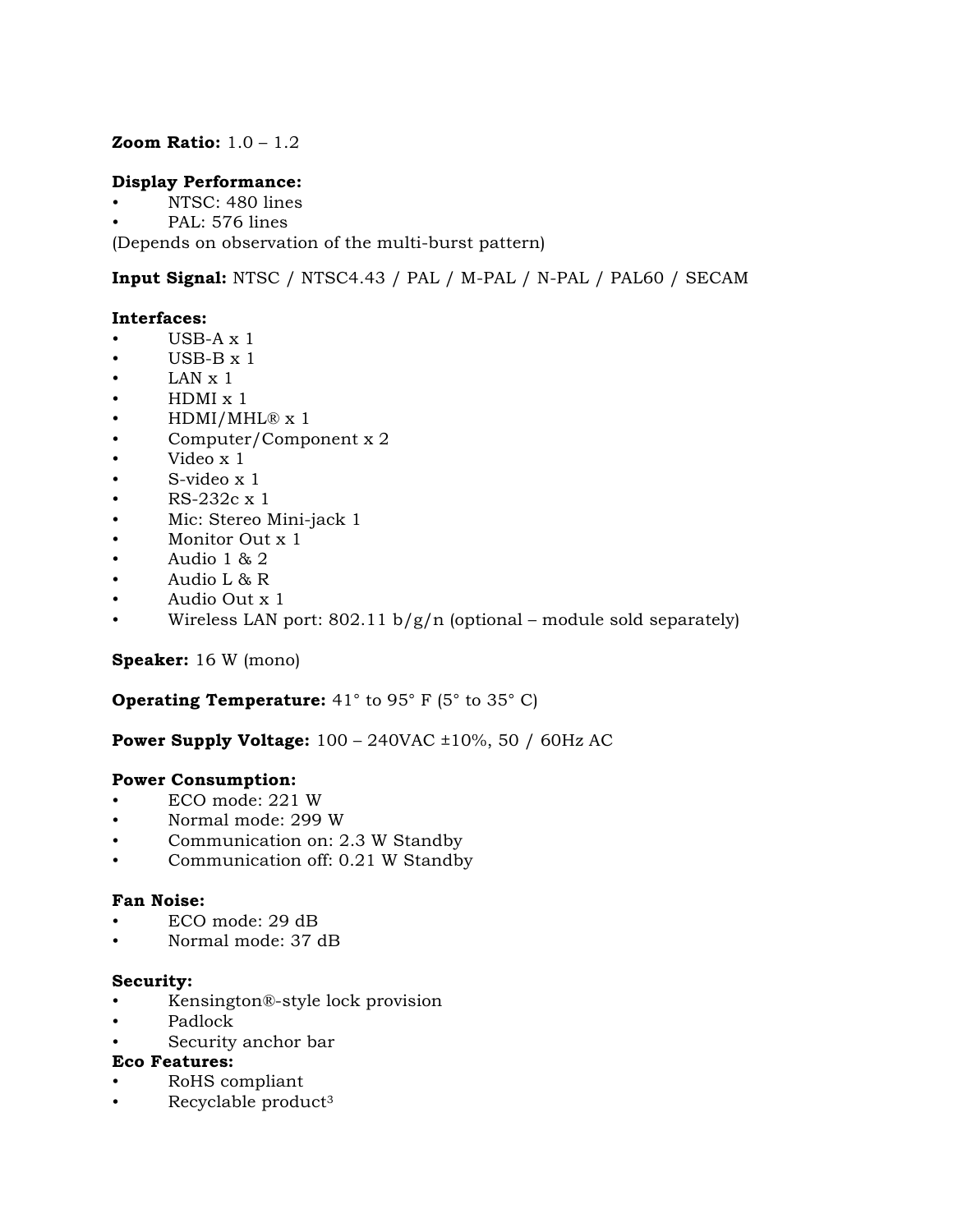**Zoom Ratio:** 1.0 – 1.2

**Display Performance:**

- NTSC: 480 lines
- PAL: 576 lines

(Depends on observation of the multi-burst pattern)

**Input Signal:** NTSC / NTSC4.43 / PAL / M-PAL / N-PAL / PAL60 / SECAM

**Interfaces:**

- USB-A x 1
- USB-B x 1
- LAN x 1
- HDMI x 1
- HDMI/MHL® x 1
- Computer/Component x 2
- Video x 1
- S-video x 1
- RS-232c x 1
- Mic: Stereo Mini-jack 1
- Monitor Out x 1
- Audio 1 & 2
- Audio L & R
- Audio Out x 1
- Wireless LAN port: 802.11 b/g/n (optional – module sold separately)

**Speaker:** 16 W (mono)

**Operating Temperature:** 41° to 95° F (5° to 35° C)

**Power Supply Voltage:** 100 – 240VAC ±10%, 50 / 60Hz AC

**Power Consumption:**

- ECO mode: 221 W
- Normal mode: 299 W
- Communication on: 2.3 W Standby
- Communication off: 0.21 W Standby

**Fan Noise:**

- ECO mode: 29 dB
- Normal mode: 37 dB

**Security:**

- Kensington®-style lock provision
- Padlock
- Security anchor bar

**Eco Features:**

- RoHS compliant
- Recyclable product[3]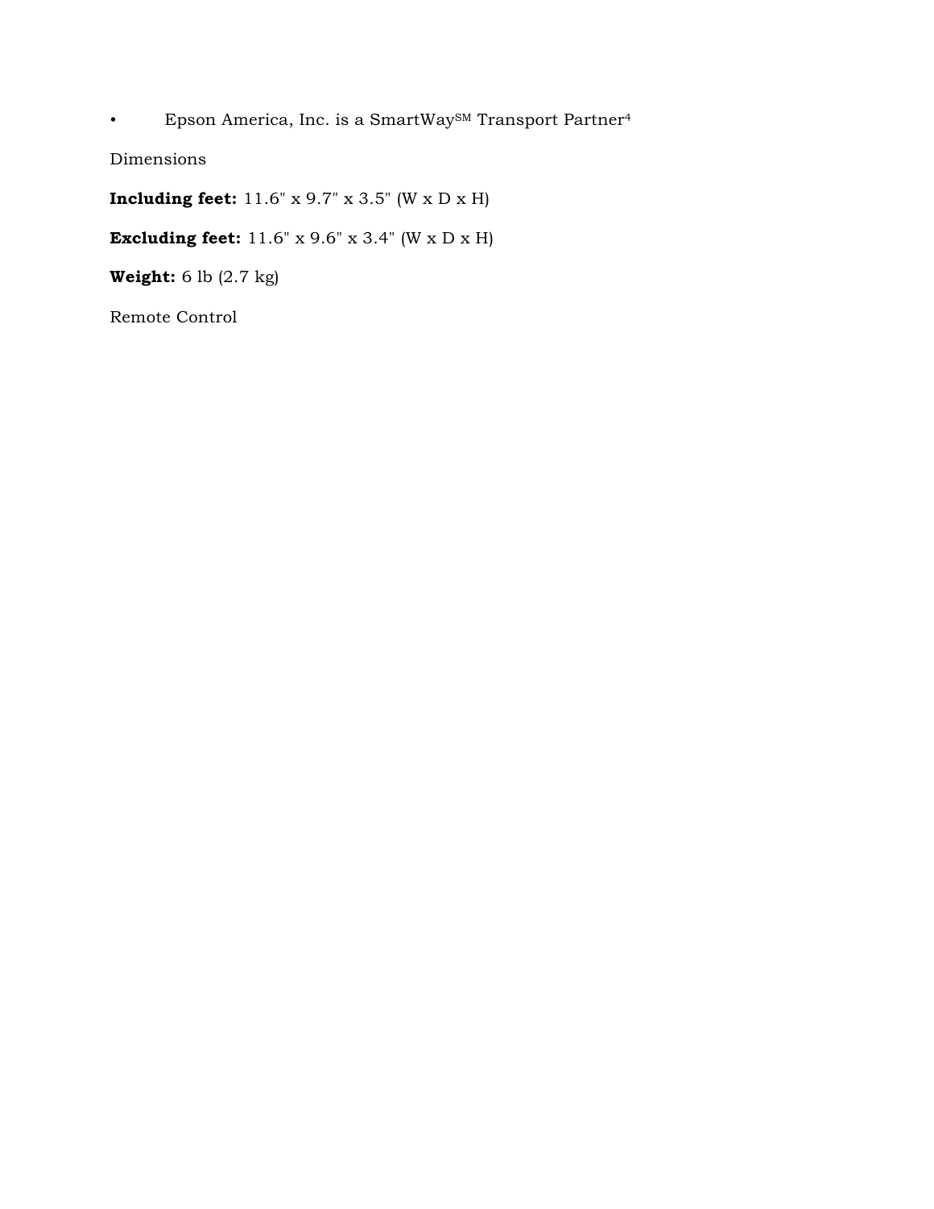- Epson America, Inc. is a SmartWay[SM] Transport Partner[4]

Dimensions

**Including feet:** 11.6" x 9.7" x 3.5" (W x D x H)

**Excluding feet:** 11.6" x 9.6" x 3.4" (W x D x H)

**Weight:** 6 lb (2.7 kg)

Remote Control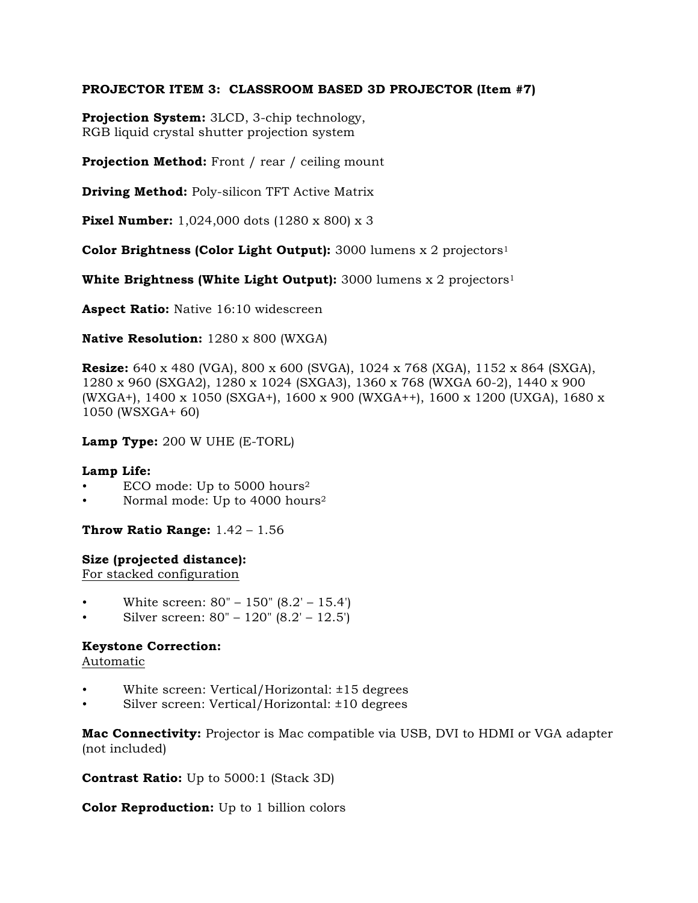**PROJECTOR ITEM 3: CLASSROOM BASED 3D PROJECTOR (Item #7)**

**Projection System:** 3LCD, 3-chip technology,
RGB liquid crystal shutter projection system

**Projection Method:** Front / rear / ceiling mount

**Driving Method:** Poly-silicon TFT Active Matrix

**Pixel Number:** 1,024,000 dots (1280 x 800) x 3

**Color Brightness (Color Light Output):** 3000 lumens x 2 projectors[1]

**White Brightness (White Light Output):** 3000 lumens x 2 projectors[1]

**Aspect Ratio:** Native 16:10 widescreen

**Native Resolution:** 1280 x 800 (WXGA)

**Resize:** 640 x 480 (VGA), 800 x 600 (SVGA), 1024 x 768 (XGA), 1152 x 864 (SXGA), 1280 x 960 (SXGA2), 1280 x 1024 (SXGA3), 1360 x 768 (WXGA 60-2), 1440 x 900 (WXGA+), 1400 x 1050 (SXGA+), 1600 x 900 (WXGA++), 1600 x 1200 (UXGA), 1680 x 1050 (WSXGA+ 60)

**Lamp Type:** 200 W UHE (E-TORL)

**Lamp Life:**

- ECO mode: Up to 5000 hours[2]
- Normal mode: Up to 4000 hours[2]

**Throw Ratio Range:** 1.42 – 1.56

**Size (projected distance):**
For stacked configuration

- White screen: 80" – 150" (8.2' – 15.4')
- Silver screen: 80" – 120" (8.2' – 12.5')

**Keystone Correction:**
Automatic

- White screen: Vertical/Horizontal: ±15 degrees
- Silver screen: Vertical/Horizontal: ±10 degrees

**Mac Connectivity:** Projector is Mac compatible via USB, DVI to HDMI or VGA adapter (not included)

**Contrast Ratio:** Up to 5000:1 (Stack 3D)

**Color Reproduction:** Up to 1 billion colors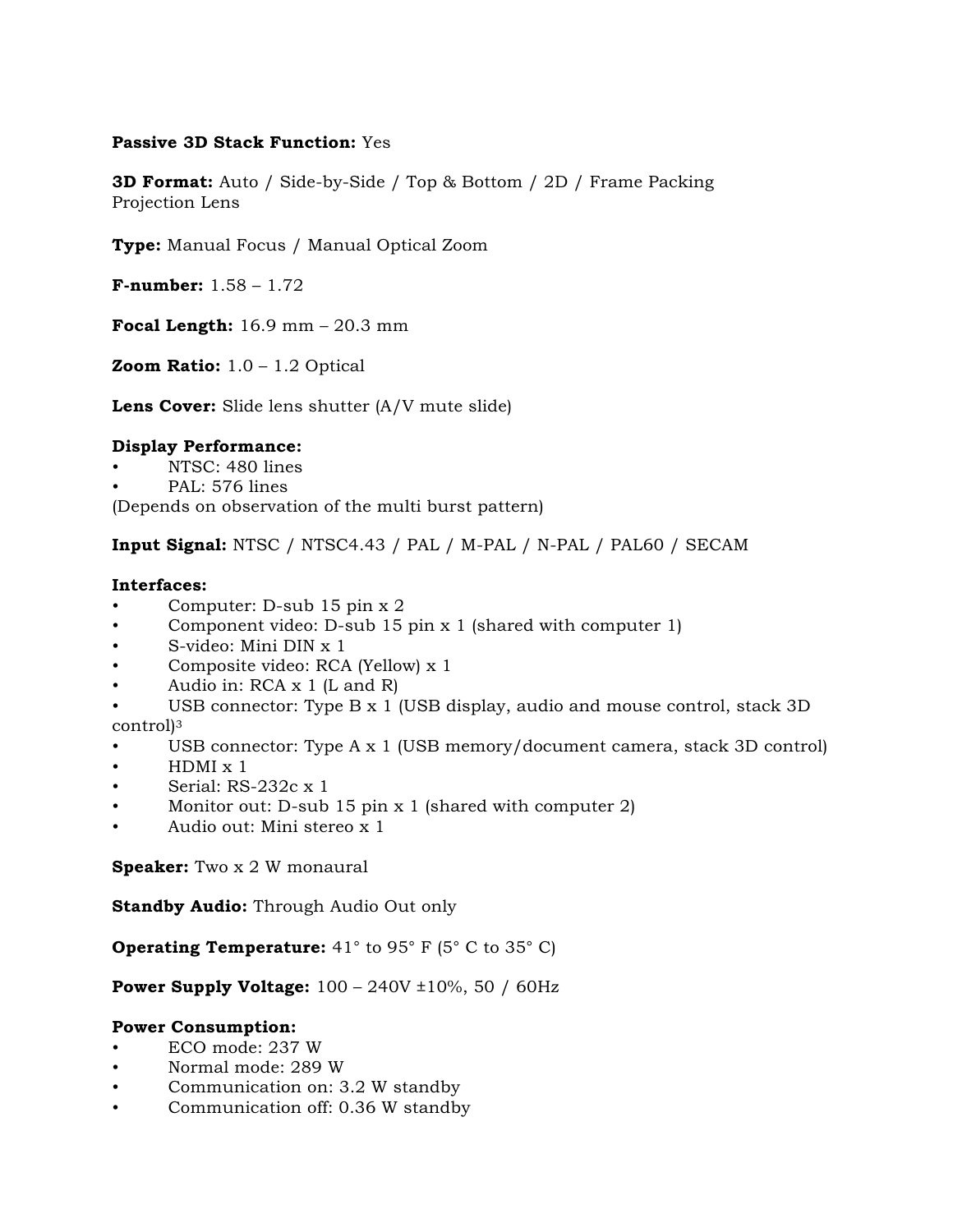**Passive 3D Stack Function:** Yes

**3D Format:** Auto / Side-by-Side / Top & Bottom / 2D / Frame Packing
Projection Lens

**Type:** Manual Focus / Manual Optical Zoom

**F-number:** 1.58 – 1.72

**Focal Length:** 16.9 mm – 20.3 mm

**Zoom Ratio:** 1.0 – 1.2 Optical

**Lens Cover:** Slide lens shutter (A/V mute slide)

**Display Performance:**

- NTSC: 480 lines
- PAL: 576 lines

(Depends on observation of the multi burst pattern)

**Input Signal:** NTSC / NTSC4.43 / PAL / M-PAL / N-PAL / PAL60 / SECAM

**Interfaces:**

- Computer: D-sub 15 pin x 2
- Component video: D-sub 15 pin x 1 (shared with computer 1)
- S-video: Mini DIN x 1
- Composite video: RCA (Yellow) x 1
- Audio in: RCA x 1 (L and R)
- USB connector: Type B x 1 (USB display, audio and mouse control, stack 3D control)[3]
- USB connector: Type A x 1 (USB memory/document camera, stack 3D control)
- HDMI x 1
- Serial: RS-232c x 1
- Monitor out: D-sub 15 pin x 1 (shared with computer 2)
- Audio out: Mini stereo x 1

**Speaker:** Two x 2 W monaural

**Standby Audio:** Through Audio Out only

**Operating Temperature:** 41° to 95° F (5° C to 35° C)

**Power Supply Voltage:** 100 – 240V ±10%, 50 / 60Hz

**Power Consumption:**

- ECO mode: 237 W
- Normal mode: 289 W
- Communication on: 3.2 W standby
- Communication off: 0.36 W standby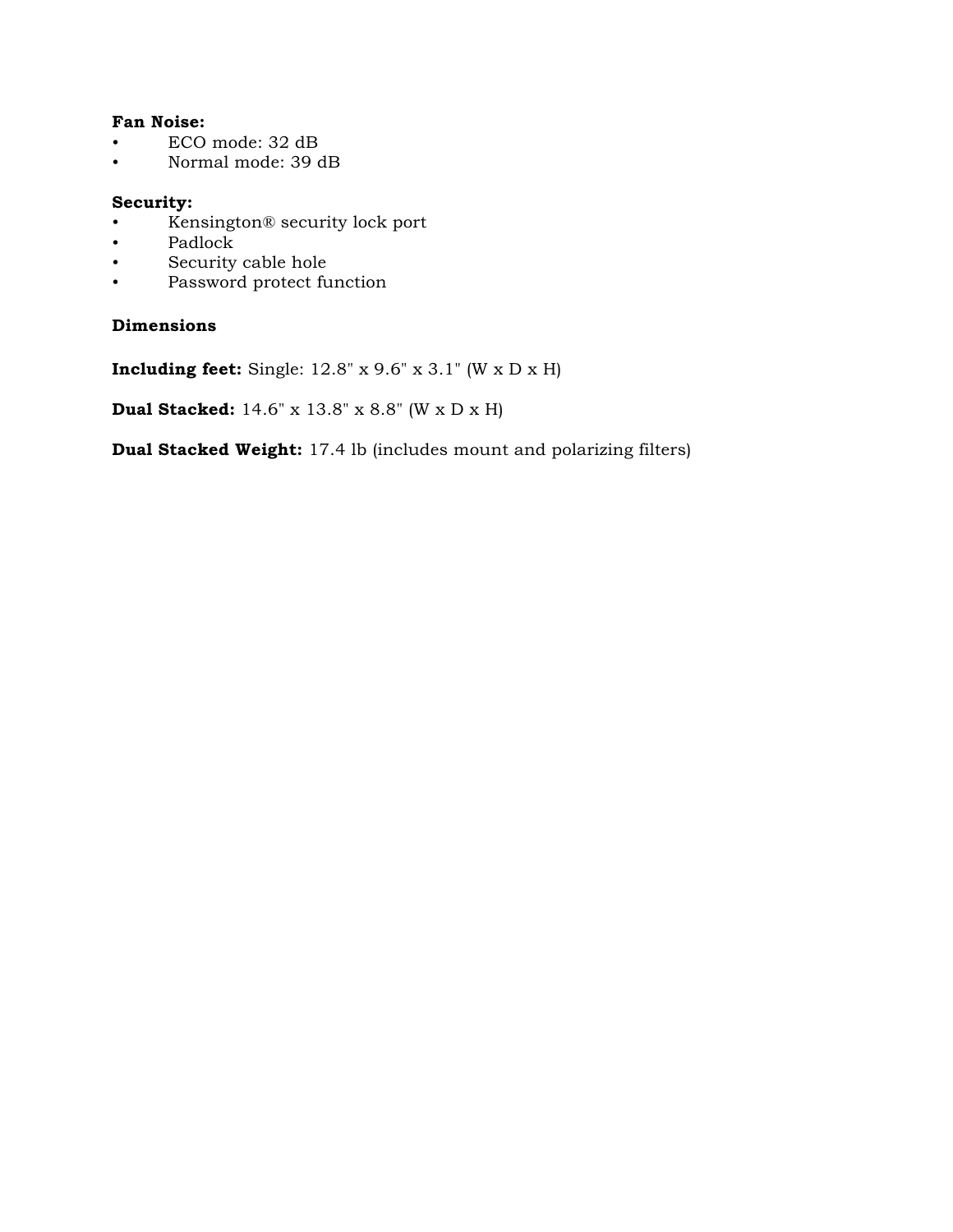**Fan Noise:**

- ECO mode: 32 dB
- Normal mode: 39 dB

**Security:**

- Kensington® security lock port
- Padlock
- Security cable hole
- Password protect function

**Dimensions**

**Including feet:** Single: 12.8" x 9.6" x 3.1" (W x D x H)

**Dual Stacked:** 14.6" x 13.8" x 8.8" (W x D x H)

**Dual Stacked Weight:** 17.4 lb (includes mount and polarizing filters)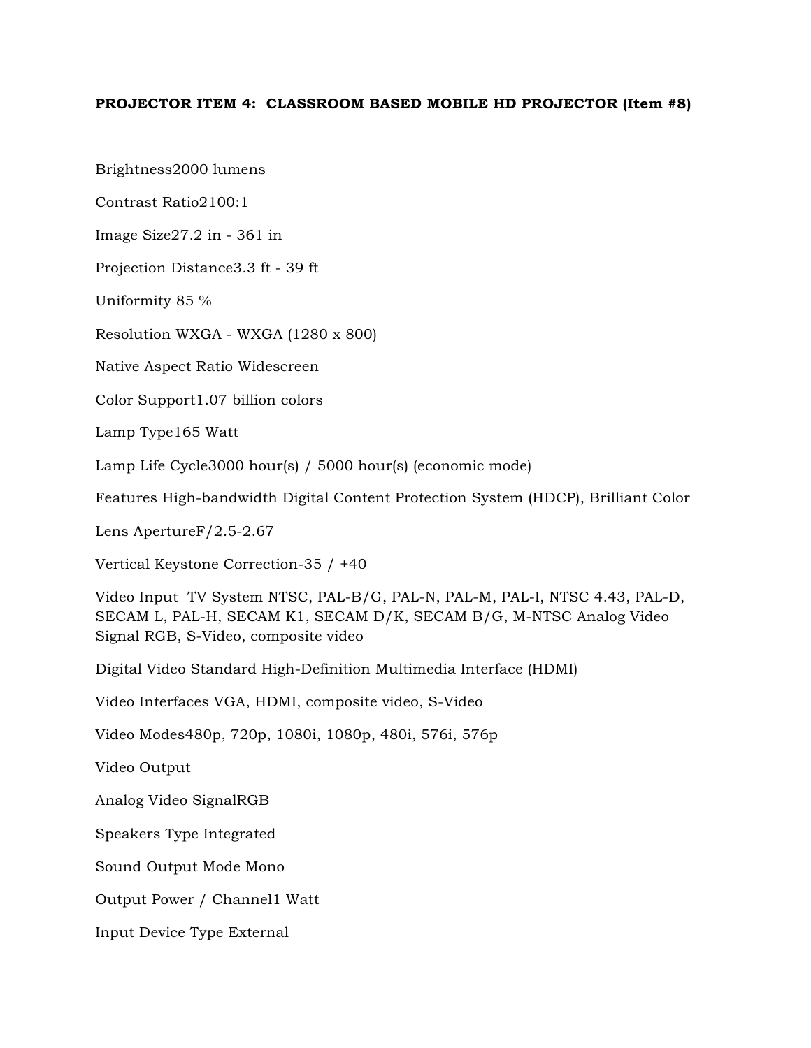**PROJECTOR ITEM 4: CLASSROOM BASED MOBILE HD PROJECTOR (Item #8)**

Brightness2000 lumens

Contrast Ratio2100:1

Image Size27.2 in - 361 in

Projection Distance3.3 ft - 39 ft

Uniformity 85 %

Resolution WXGA - WXGA (1280 x 800)

Native Aspect Ratio Widescreen

Color Support1.07 billion colors

Lamp Type165 Watt

Lamp Life Cycle3000 hour(s) / 5000 hour(s) (economic mode)

Features High-bandwidth Digital Content Protection System (HDCP), Brilliant Color

Lens ApertureF/2.5-2.67

Vertical Keystone Correction-35 / +40

Video Input TV System NTSC, PAL-B/G, PAL-N, PAL-M, PAL-I, NTSC 4.43, PAL-D, SECAM L, PAL-H, SECAM K1, SECAM D/K, SECAM B/G, M-NTSC Analog Video Signal RGB, S-Video, composite video

Digital Video Standard High-Definition Multimedia Interface (HDMI)

Video Interfaces VGA, HDMI, composite video, S-Video

Video Modes480p, 720p, 1080i, 1080p, 480i, 576i, 576p

Video Output

Analog Video SignalRGB

Speakers Type Integrated

Sound Output Mode Mono

Output Power / Channel1 Watt

Input Device Type External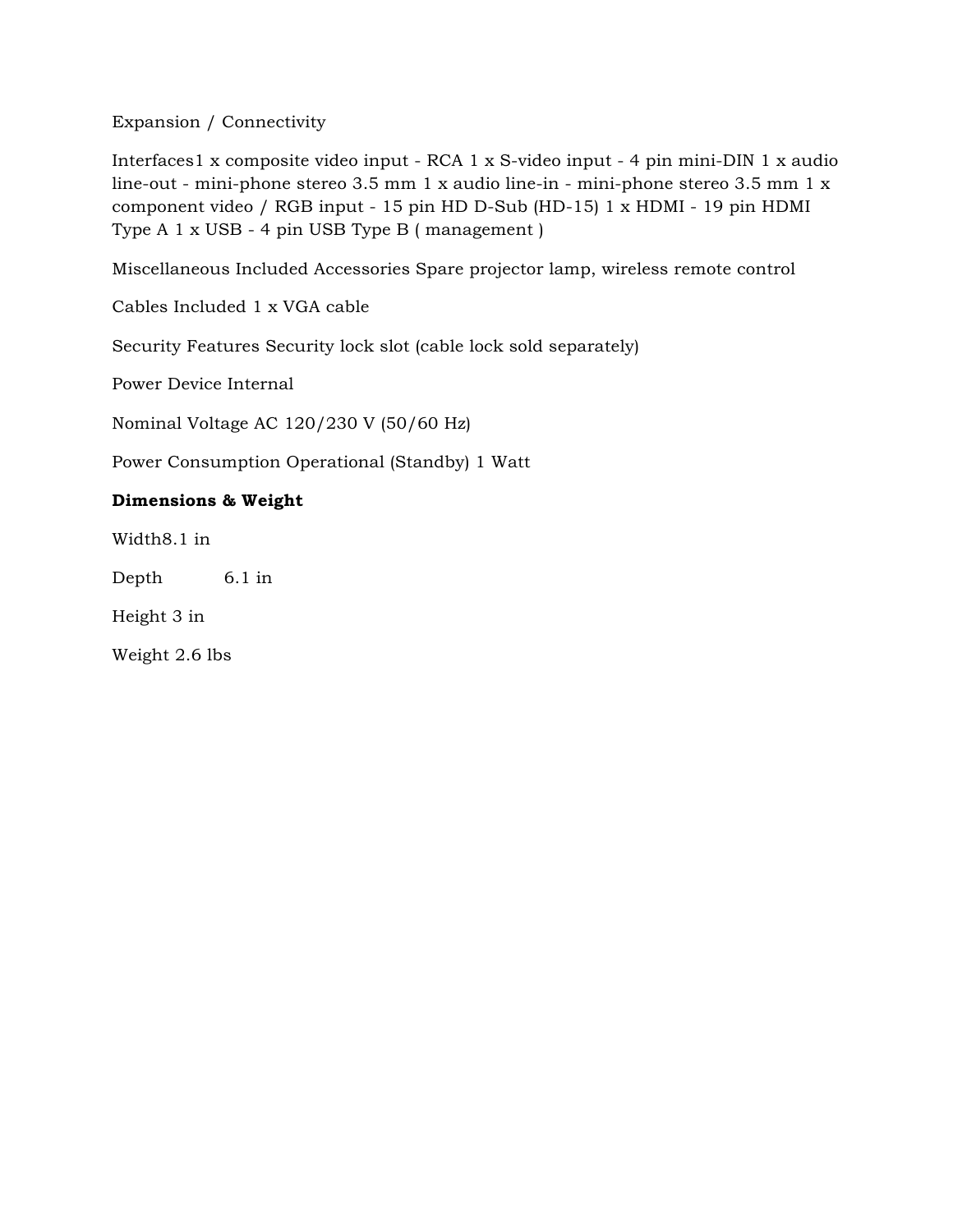Expansion / Connectivity

Interfaces1 x composite video input - RCA 1 x S-video input - 4 pin mini-DIN 1 x audio line-out - mini-phone stereo 3.5 mm 1 x audio line-in - mini-phone stereo 3.5 mm 1 x component video / RGB input - 15 pin HD D-Sub (HD-15) 1 x HDMI - 19 pin HDMI Type A 1 x USB - 4 pin USB Type B ( management )

Miscellaneous Included Accessories Spare projector lamp, wireless remote control

Cables Included 1 x VGA cable

Security Features Security lock slot (cable lock sold separately)

Power Device Internal

Nominal Voltage AC 120/230 V (50/60 Hz)

Power Consumption Operational (Standby) 1 Watt

**Dimensions & Weight**

Width8.1 in

Depth 6.1 in

Height 3 in

Weight 2.6 lbs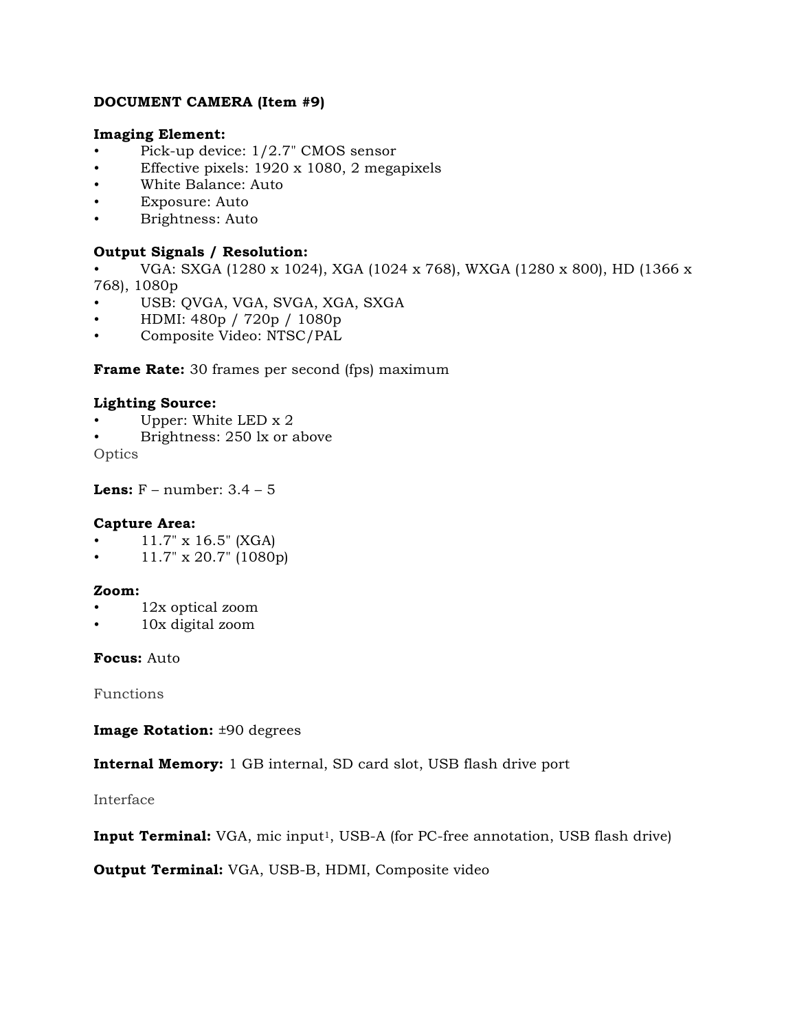**DOCUMENT CAMERA (Item #9)**

**Imaging Element:**

- Pick-up device: 1/2.7" CMOS sensor
- Effective pixels: 1920 x 1080, 2 megapixels
- White Balance: Auto
- Exposure: Auto
- Brightness: Auto

**Output Signals / Resolution:**

- VGA: SXGA (1280 x 1024), XGA (1024 x 768), WXGA (1280 x 800), HD (1366 x 768), 1080p
- USB: QVGA, VGA, SVGA, XGA, SXGA
- HDMI: 480p / 720p / 1080p
- Composite Video: NTSC/PAL

**Frame Rate:** 30 frames per second (fps) maximum

**Lighting Source:**

- Upper: White LED x 2
- Brightness: 250 lx or above

Optics

**Lens:** F – number: 3.4 – 5

**Capture Area:**

- 11.7" x 16.5" (XGA)
- 11.7" x 20.7" (1080p)

**Zoom:**

- 12x optical zoom
- 10x digital zoom

**Focus:** Auto

Functions

**Image Rotation:** ±90 degrees

**Internal Memory:** 1 GB internal, SD card slot, USB flash drive port

Interface

**Input Terminal:** VGA, mic input[1], USB-A (for PC-free annotation, USB flash drive)

**Output Terminal:** VGA, USB-B, HDMI, Composite video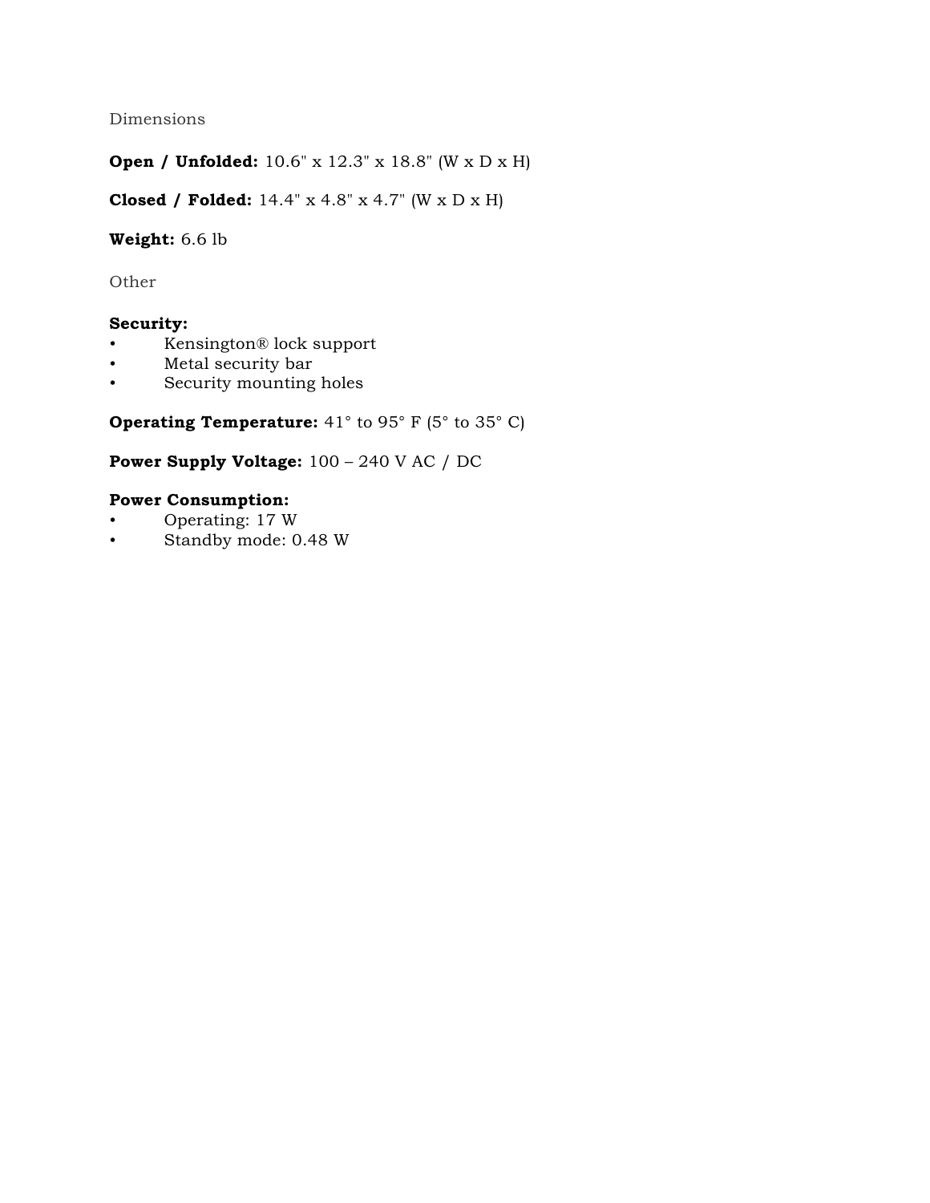## Dimensions

**Open / Unfolded:** 10.6" x 12.3" x 18.8" (W x D x H)

**Closed / Folded:** 14.4" x 4.8" x 4.7" (W x D x H)

**Weight:** 6.6 lb

## Other

**Security:**

- Kensington® lock support
- Metal security bar
- Security mounting holes

**Operating Temperature:** 41° to 95° F (5° to 35° C)

**Power Supply Voltage:** 100 – 240 V AC / DC

**Power Consumption:**

- Operating: 17 W
- Standby mode: 0.48 W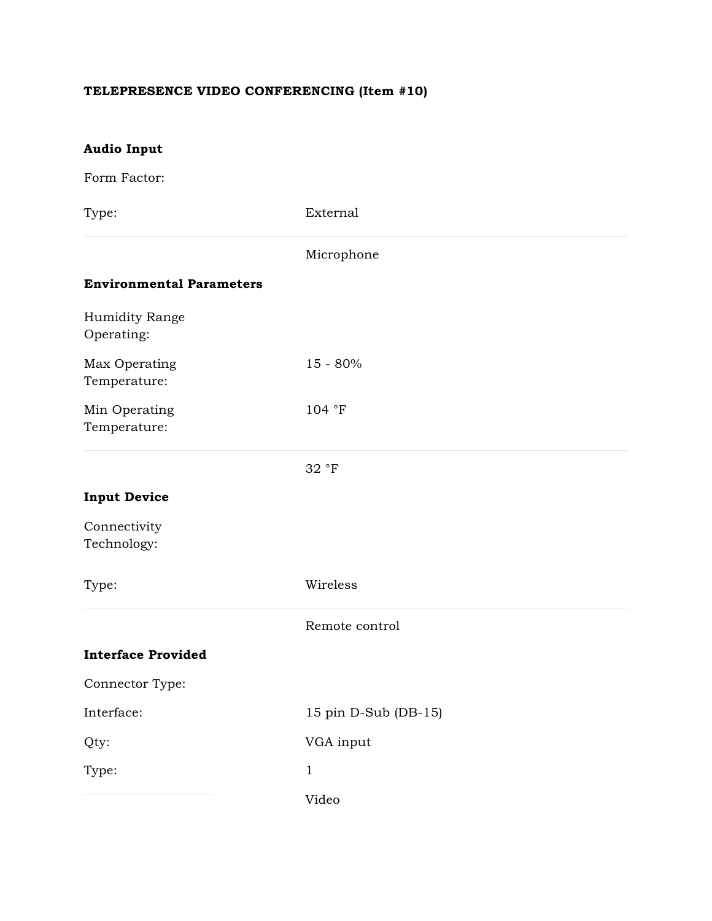**TELEPRESENCE VIDEO CONFERENCING (Item #10)**

**Audio Input**

| | |
|---|---|
| Form Factor: | |
| Type: | External |
| | Microphone |

**Environmental Parameters**

| | |
|---|---|
| Humidity Range Operating: | |
| Max Operating Temperature: | 15 - 80% |
| Min Operating Temperature: | 104 °F |
| | 32 °F |

**Input Device**

| | |
|---|---|
| Connectivity Technology: | |
| Type: | Wireless |
| | Remote control |

**Interface Provided**

| | |
|---|---|
| Connector Type: | |
| Interface: | 15 pin D-Sub (DB-15) |
| Qty: | VGA input |
| Type: | 1 |
| | Video |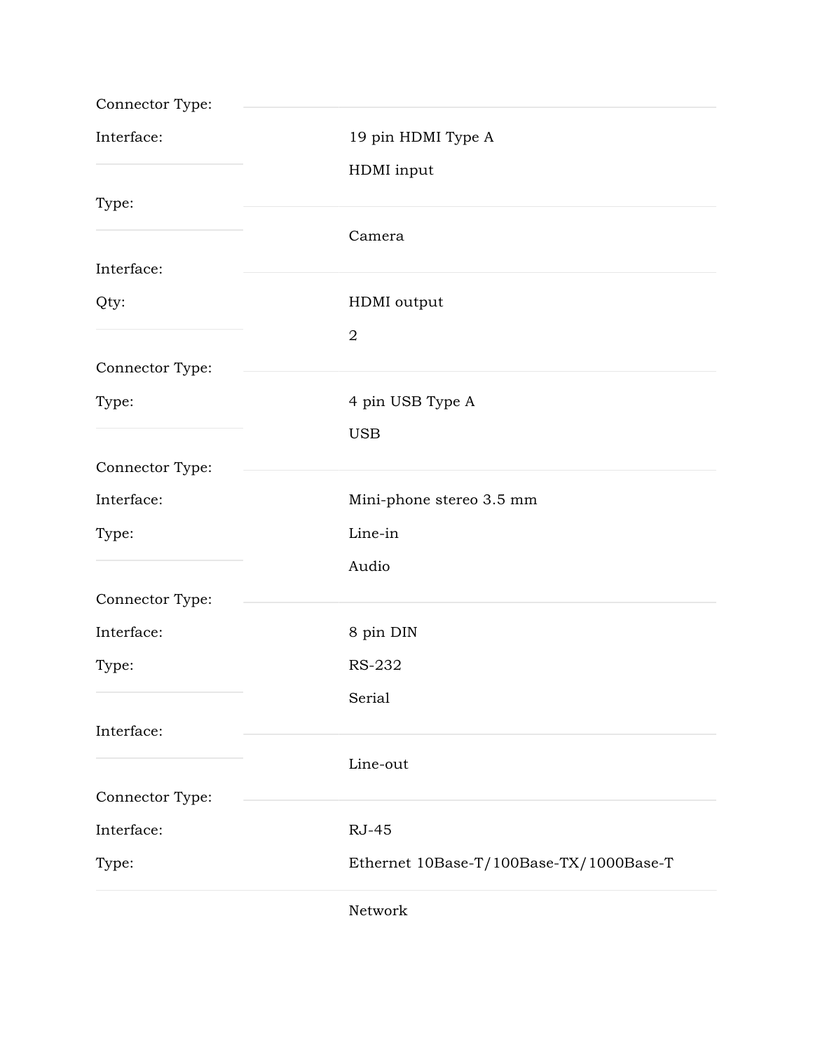| | |
|---|---|
| Connector Type: | 19 pin HDMI Type A |
| Interface: | HDMI input |
| Type: | Camera |
| Interface: | HDMI output |
| Qty: | 2 |
| Connector Type: | 4 pin USB Type A |
| Type: | USB |
| Connector Type: | Mini-phone stereo 3.5 mm |
| Interface: | Line-in |
| Type: | Audio |
| Connector Type: | 8 pin DIN |
| Interface: | RS-232 |
| Type: | Serial |
| Interface: | Line-out |
| Connector Type: | RJ-45 |
| Interface: | Ethernet 10Base-T/100Base-TX/1000Base-T |
| Type: | Network |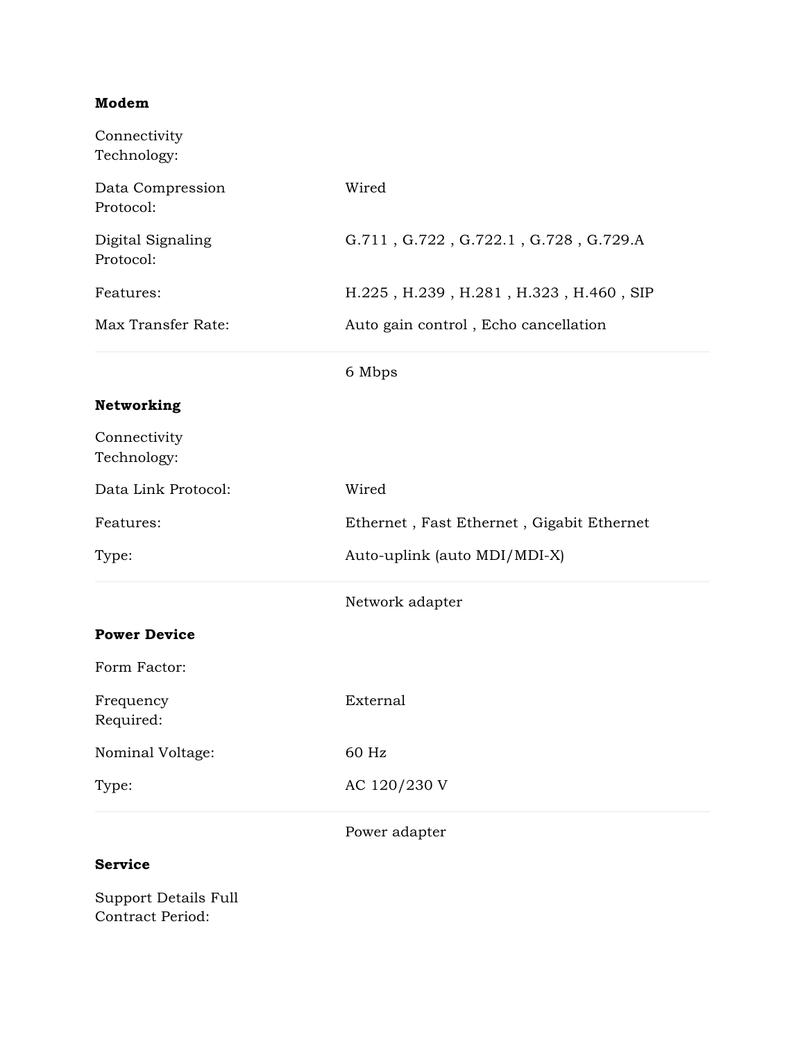**Modem**

| | |
|---|---|
| Connectivity Technology: | |
| Data Compression Protocol: | Wired |
| Digital Signaling Protocol: | G.711 , G.722 , G.722.1 , G.728 , G.729.A |
| Features: | H.225 , H.239 , H.281 , H.323 , H.460 , SIP |
| Max Transfer Rate: | Auto gain control , Echo cancellation |
| | 6 Mbps |

**Networking**

| | |
|---|---|
| Connectivity Technology: | |
| Data Link Protocol: | Wired |
| Features: | Ethernet , Fast Ethernet , Gigabit Ethernet |
| Type: | Auto-uplink (auto MDI/MDI-X) |
| | Network adapter |

**Power Device**

| | |
|---|---|
| Form Factor: | |
| Frequency Required: | External |
| Nominal Voltage: | 60 Hz |
| Type: | AC 120/230 V |
| | Power adapter |

**Service**

Support Details Full Contract Period: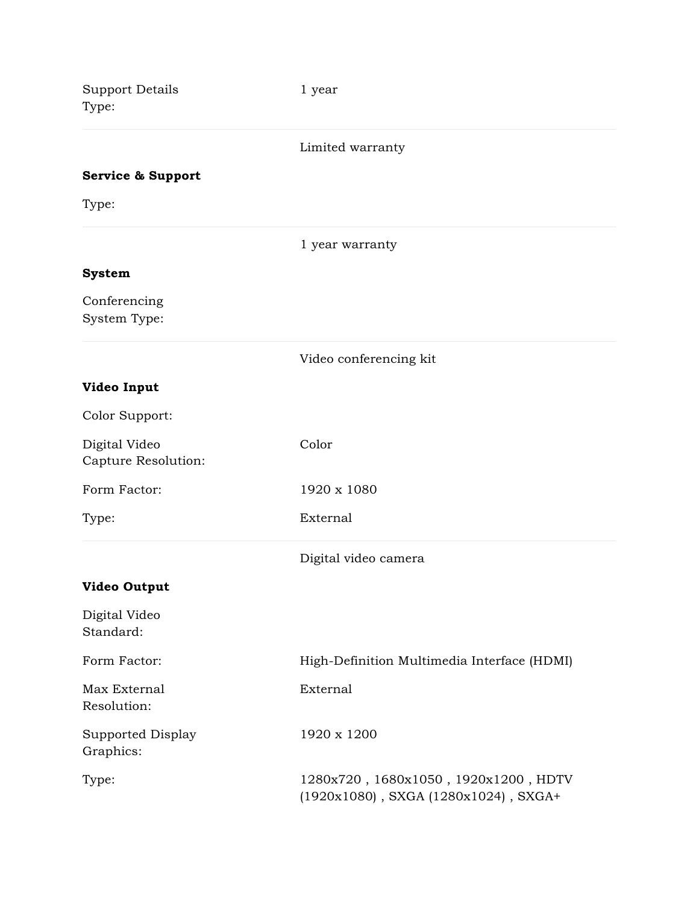| | |
|---|---|
| Support Details Type: | 1 year |
| | Limited warranty |

**Service & Support**

| | |
|---|---|
| Type: | |
| | 1 year warranty |

**System**

| | |
|---|---|
| Conferencing System Type: | |
| | Video conferencing kit |

**Video Input**

| | |
|---|---|
| Color Support: | |
| Digital Video Capture Resolution: | Color |
| Form Factor: | 1920 x 1080 |
| Type: | External |
| | Digital video camera |

**Video Output**

| | |
|---|---|
| Digital Video Standard: | |
| Form Factor: | High-Definition Multimedia Interface (HDMI) |
| Max External Resolution: | External |
| Supported Display Graphics: | 1920 x 1200 |
| Type: | 1280x720 , 1680x1050 , 1920x1200 , HDTV (1920x1080) , SXGA (1280x1024) , SXGA+ |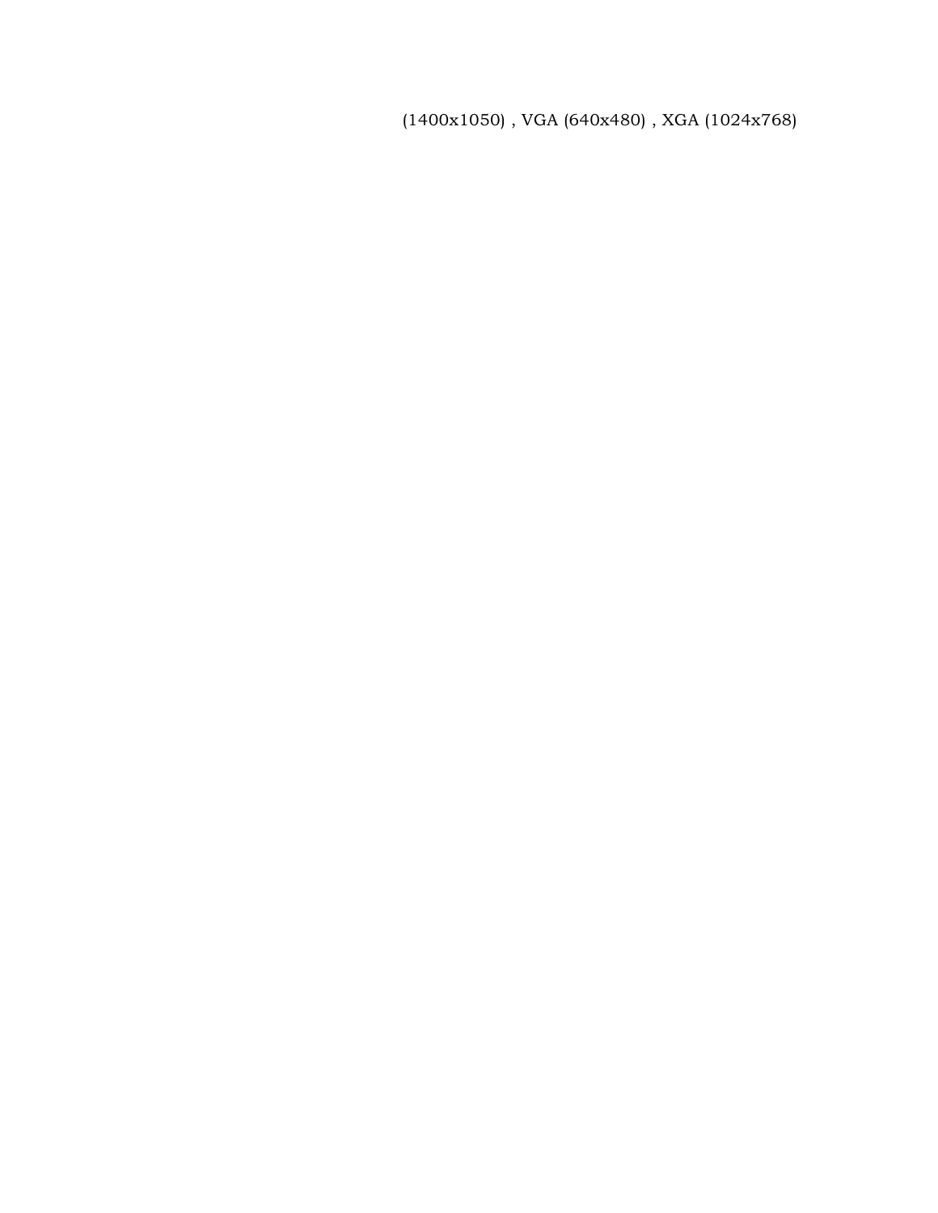(1400x1050) , VGA (640x480) , XGA (1024x768)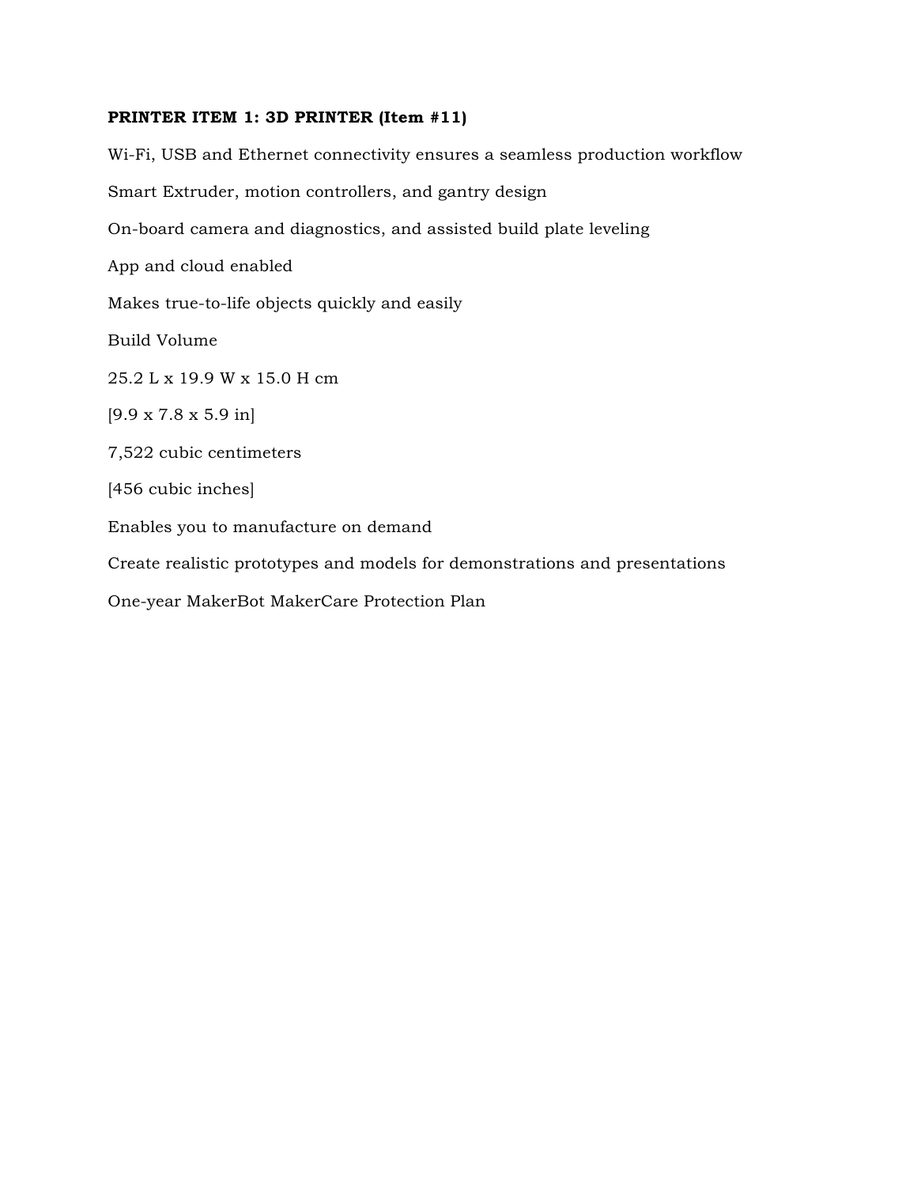**PRINTER ITEM 1: 3D PRINTER (Item #11)**

Wi-Fi, USB and Ethernet connectivity ensures a seamless production workflow

Smart Extruder, motion controllers, and gantry design

On-board camera and diagnostics, and assisted build plate leveling

App and cloud enabled

Makes true-to-life objects quickly and easily

Build Volume

25.2 L x 19.9 W x 15.0 H cm

[9.9 x 7.8 x 5.9 in]

7,522 cubic centimeters

[456 cubic inches]

Enables you to manufacture on demand

Create realistic prototypes and models for demonstrations and presentations

One-year MakerBot MakerCare Protection Plan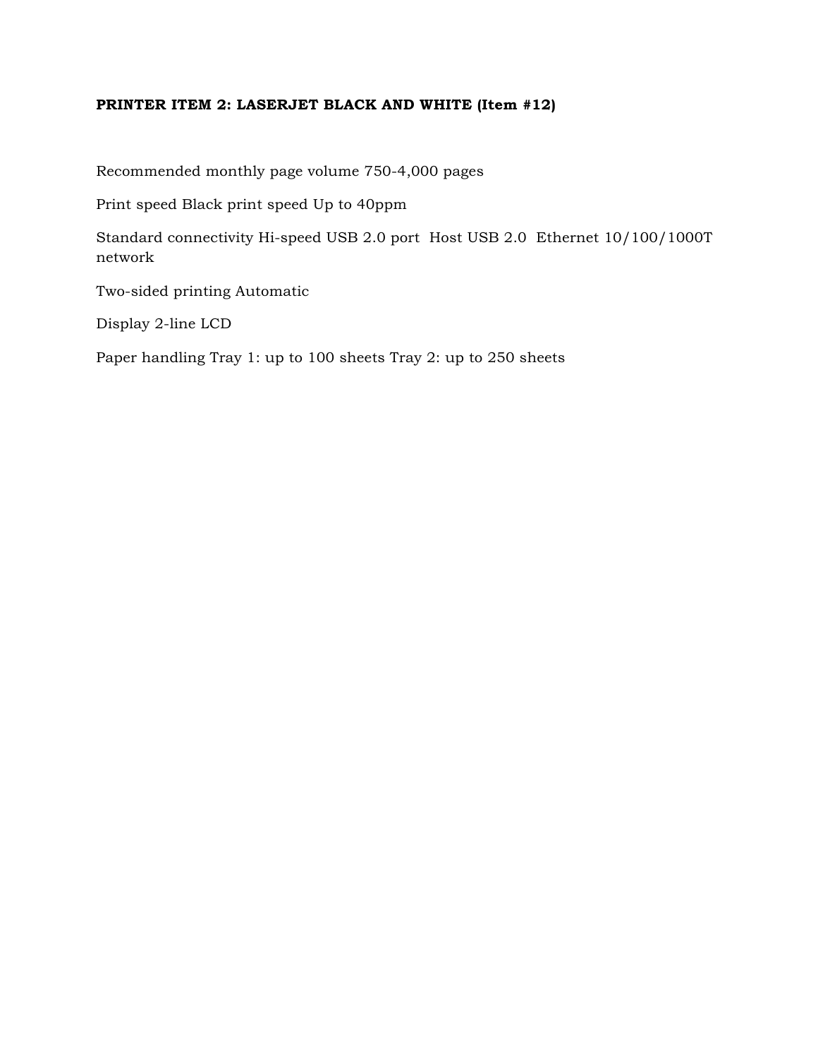**PRINTER ITEM 2: LASERJET BLACK AND WHITE (Item #12)**

Recommended monthly page volume 750-4,000 pages

Print speed Black print speed Up to 40ppm

Standard connectivity Hi-speed USB 2.0 port  Host USB 2.0  Ethernet 10/100/1000T network

Two-sided printing Automatic

Display 2-line LCD

Paper handling Tray 1: up to 100 sheets Tray 2: up to 250 sheets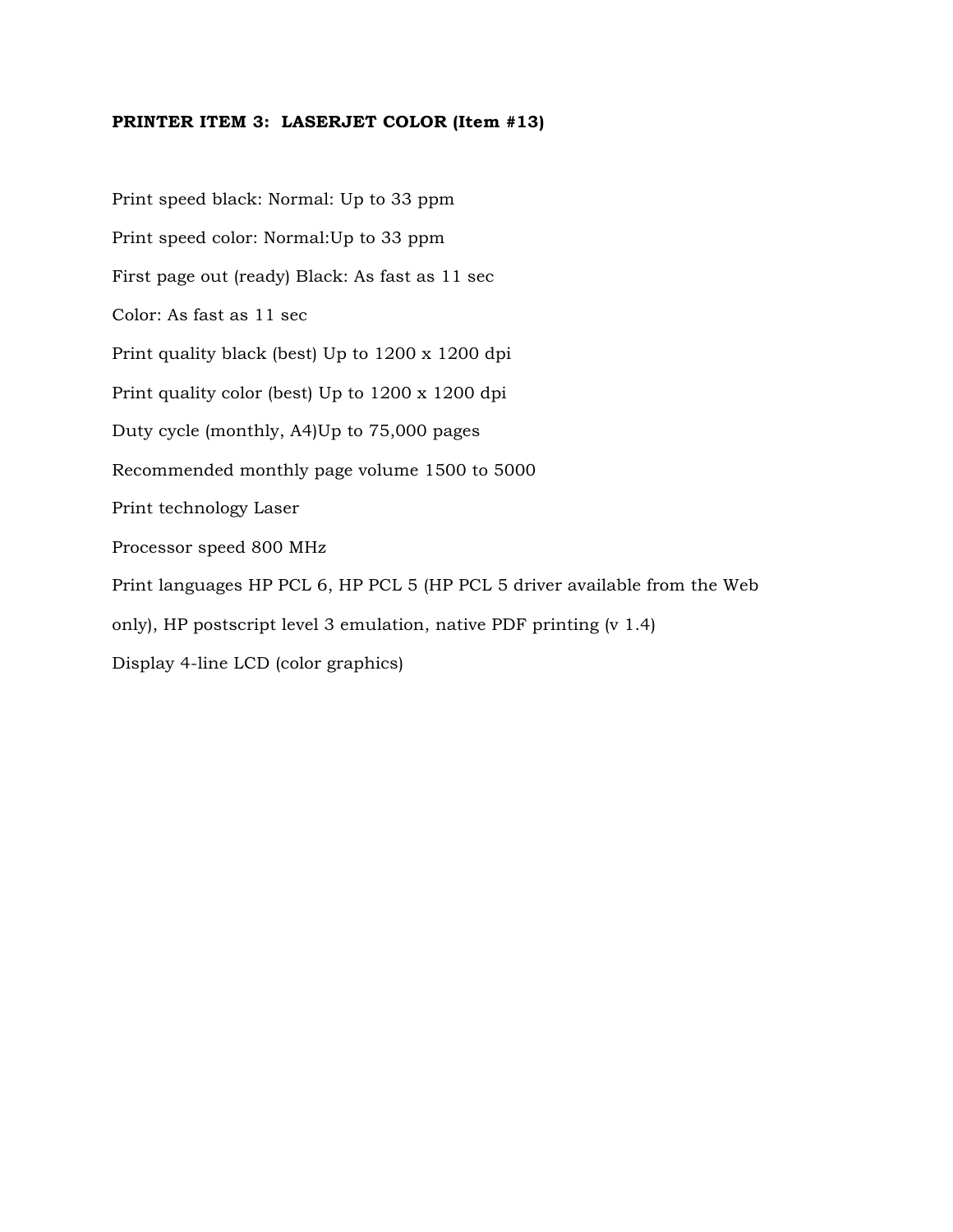**PRINTER ITEM 3: LASERJET COLOR (Item #13)**

Print speed black: Normal: Up to 33 ppm

Print speed color: Normal:Up to 33 ppm

First page out (ready) Black: As fast as 11 sec

Color: As fast as 11 sec

Print quality black (best) Up to 1200 x 1200 dpi

Print quality color (best) Up to 1200 x 1200 dpi

Duty cycle (monthly, A4)Up to 75,000 pages

Recommended monthly page volume 1500 to 5000

Print technology Laser

Processor speed 800 MHz

Print languages HP PCL 6, HP PCL 5 (HP PCL 5 driver available from the Web only), HP postscript level 3 emulation, native PDF printing (v 1.4)

Display 4-line LCD (color graphics)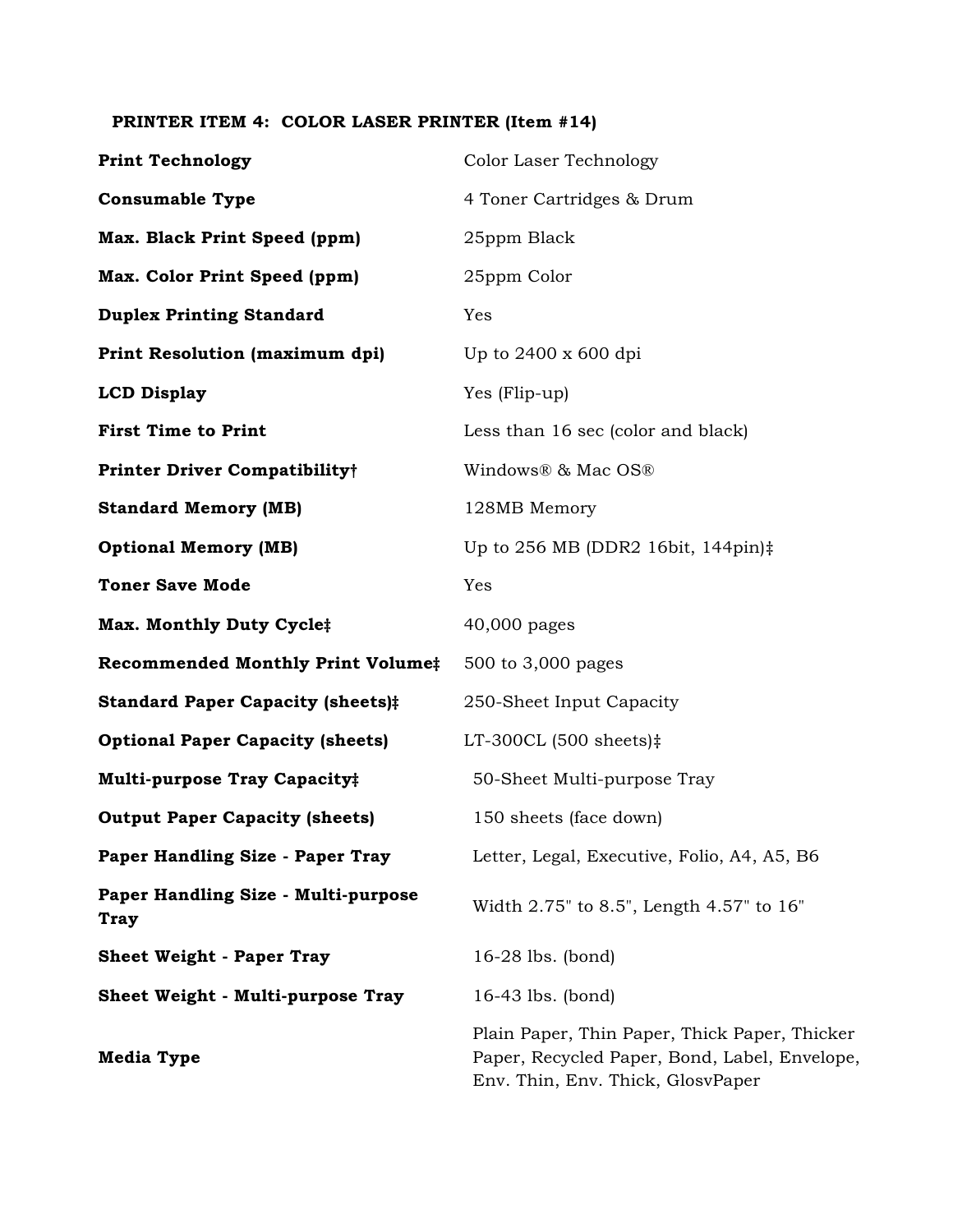**PRINTER ITEM 4: COLOR LASER PRINTER (Item #14)**

| | |
|---|---|
| **Print Technology** | Color Laser Technology |
| **Consumable Type** | 4 Toner Cartridges & Drum |
| **Max. Black Print Speed (ppm)** | 25ppm Black |
| **Max. Color Print Speed (ppm)** | 25ppm Color |
| **Duplex Printing Standard** | Yes |
| **Print Resolution (maximum dpi)** | Up to 2400 x 600 dpi |
| **LCD Display** | Yes (Flip-up) |
| **First Time to Print** | Less than 16 sec (color and black) |
| **Printer Driver Compatibility†** | Windows® & Mac OS® |
| **Standard Memory (MB)** | 128MB Memory |
| **Optional Memory (MB)** | Up to 256 MB (DDR2 16bit, 144pin)‡ |
| **Toner Save Mode** | Yes |
| **Max. Monthly Duty Cycle‡** | 40,000 pages |
| **Recommended Monthly Print Volume‡** | 500 to 3,000 pages |
| **Standard Paper Capacity (sheets)‡** | 250-Sheet Input Capacity |
| **Optional Paper Capacity (sheets)** | LT-300CL (500 sheets)‡ |
| **Multi-purpose Tray Capacity‡** | 50-Sheet Multi-purpose Tray |
| **Output Paper Capacity (sheets)** | 150 sheets (face down) |
| **Paper Handling Size - Paper Tray** | Letter, Legal, Executive, Folio, A4, A5, B6 |
| **Paper Handling Size - Multi-purpose Tray** | Width 2.75" to 8.5", Length 4.57" to 16" |
| **Sheet Weight - Paper Tray** | 16-28 lbs. (bond) |
| **Sheet Weight - Multi-purpose Tray** | 16-43 lbs. (bond) |
| **Media Type** | Plain Paper, Thin Paper, Thick Paper, Thicker Paper, Recycled Paper, Bond, Label, Envelope, Env. Thin, Env. Thick, GlosvPaper |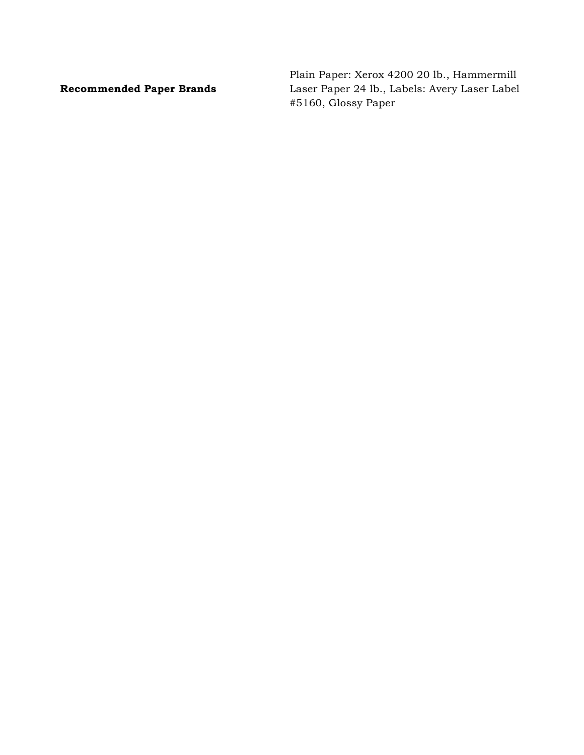| | |
|---|---|
| **Recommended Paper Brands** | Plain Paper: Xerox 4200 20 lb., Hammermill Laser Paper 24 lb., Labels: Avery Laser Label #5160, Glossy Paper |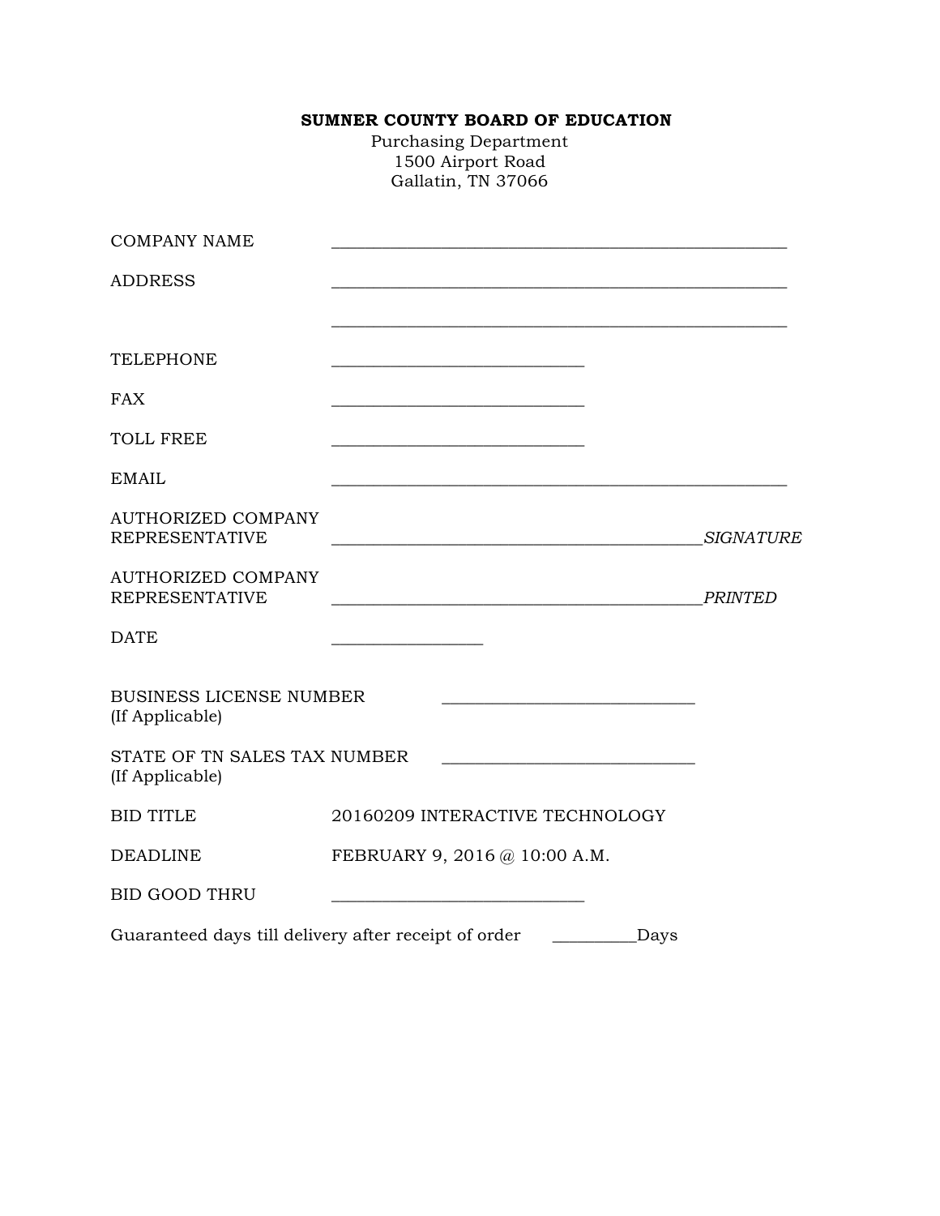**SUMNER COUNTY BOARD OF EDUCATION**

Purchasing Department
1500 Airport Road
Gallatin, TN 37066

COMPANY NAME ____________________________________________

ADDRESS ____________________________________________

____________________________________________

TELEPHONE ____________________________

FAX ____________________________

TOLL FREE ____________________________

EMAIL ____________________________________________

AUTHORIZED COMPANY REPRESENTATIVE ______________________________________ *SIGNATURE*

AUTHORIZED COMPANY REPRESENTATIVE ______________________________________ *PRINTED*

DATE ________________

BUSINESS LICENSE NUMBER (If Applicable) ____________________________

STATE OF TN SALES TAX NUMBER (If Applicable) ____________________________

BID TITLE 20160209 INTERACTIVE TECHNOLOGY

DEADLINE FEBRUARY 9, 2016 @ 10:00 A.M.

BID GOOD THRU ____________________________

Guaranteed days till delivery after receipt of order _________Days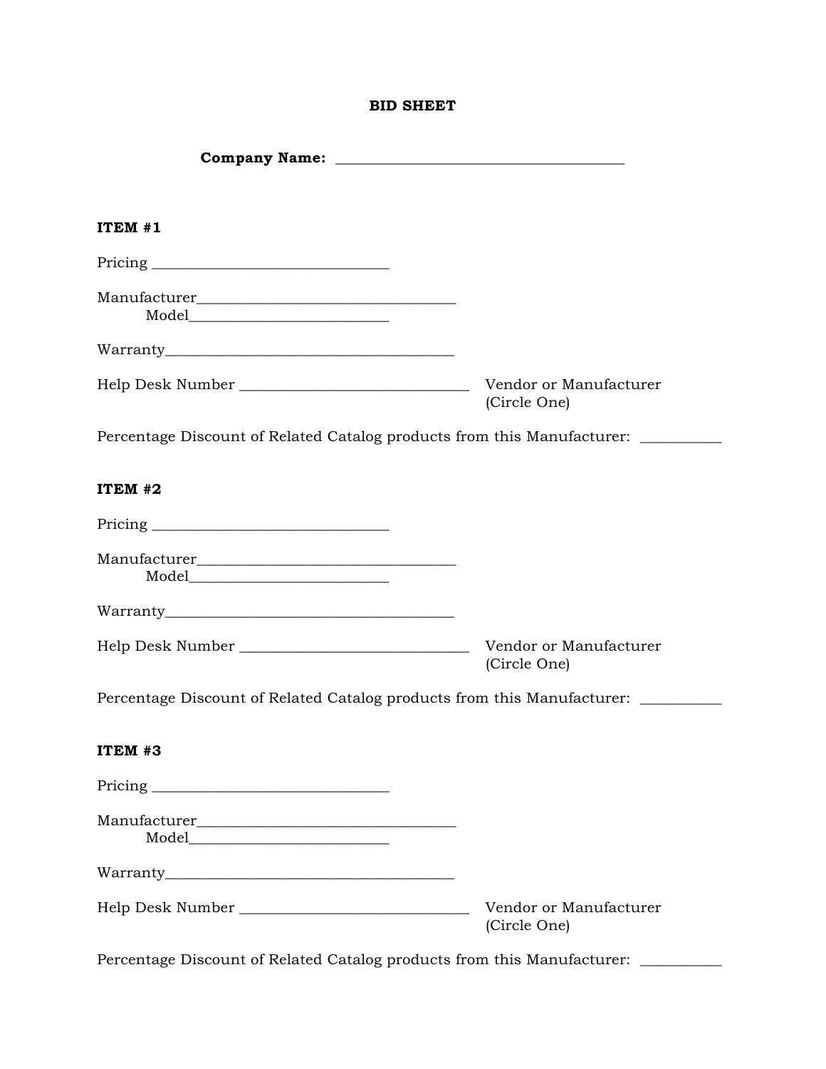# BID SHEET

**Company Name:** _______________________________________

**ITEM #1**

Pricing _______________________________

Manufacturer__________________________________

Model__________________________

Warranty______________________________________

Help Desk Number ______________________________ Vendor or Manufacturer (Circle One)

Percentage Discount of Related Catalog products from this Manufacturer: __________

**ITEM #2**

Pricing _______________________________

Manufacturer__________________________________

Model__________________________

Warranty______________________________________

Help Desk Number ______________________________ Vendor or Manufacturer (Circle One)

Percentage Discount of Related Catalog products from this Manufacturer: __________

**ITEM #3**

Pricing _______________________________

Manufacturer__________________________________

Model__________________________

Warranty______________________________________

Help Desk Number ______________________________ Vendor or Manufacturer (Circle One)

Percentage Discount of Related Catalog products from this Manufacturer: __________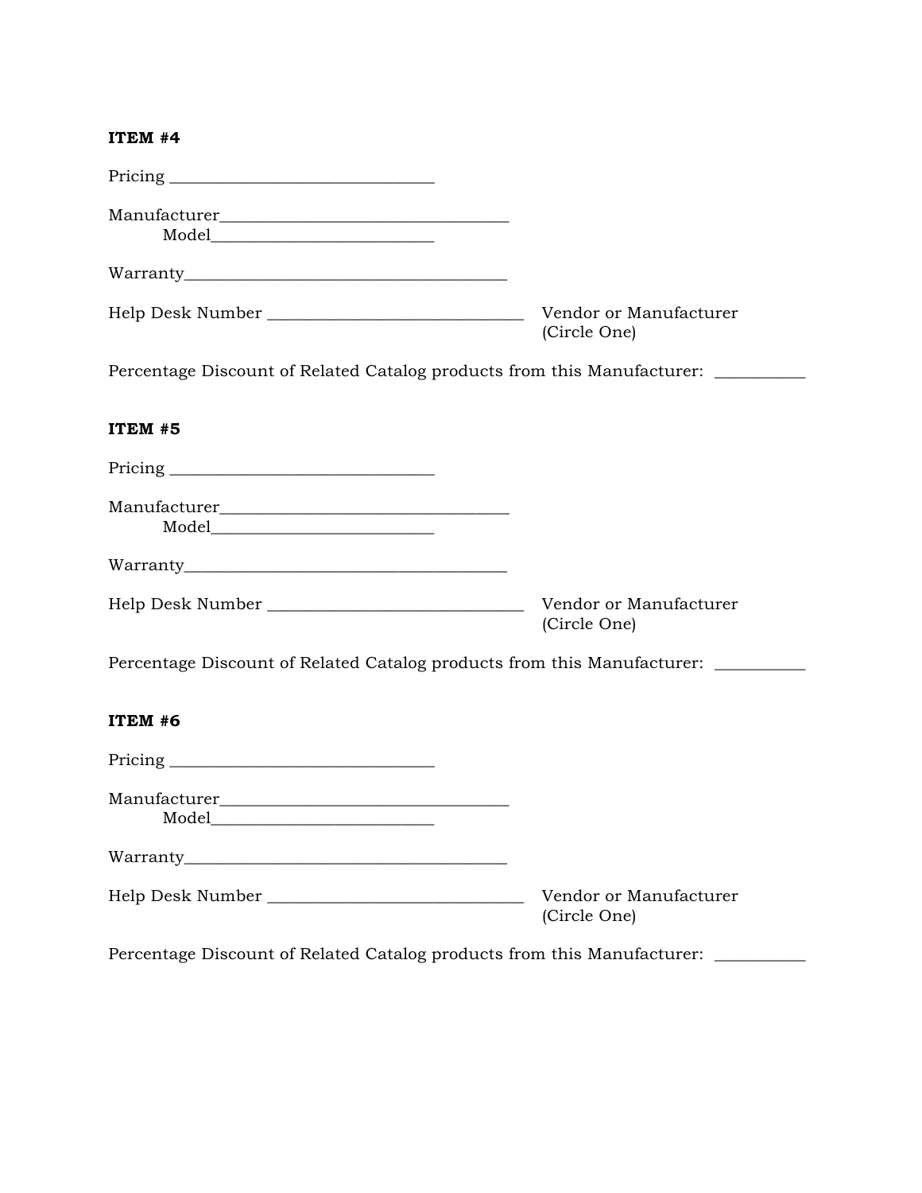**ITEM #4**

Pricing ______________________________

Manufacturer_________________________________
    Model__________________________

Warranty_____________________________________

Help Desk Number ______________________________ Vendor or Manufacturer (Circle One)

Percentage Discount of Related Catalog products from this Manufacturer: __________

**ITEM #5**

Pricing ______________________________

Manufacturer_________________________________
    Model__________________________

Warranty_____________________________________

Help Desk Number ______________________________ Vendor or Manufacturer (Circle One)

Percentage Discount of Related Catalog products from this Manufacturer: __________

**ITEM #6**

Pricing ______________________________

Manufacturer_________________________________
    Model__________________________

Warranty_____________________________________

Help Desk Number ______________________________ Vendor or Manufacturer (Circle One)

Percentage Discount of Related Catalog products from this Manufacturer: __________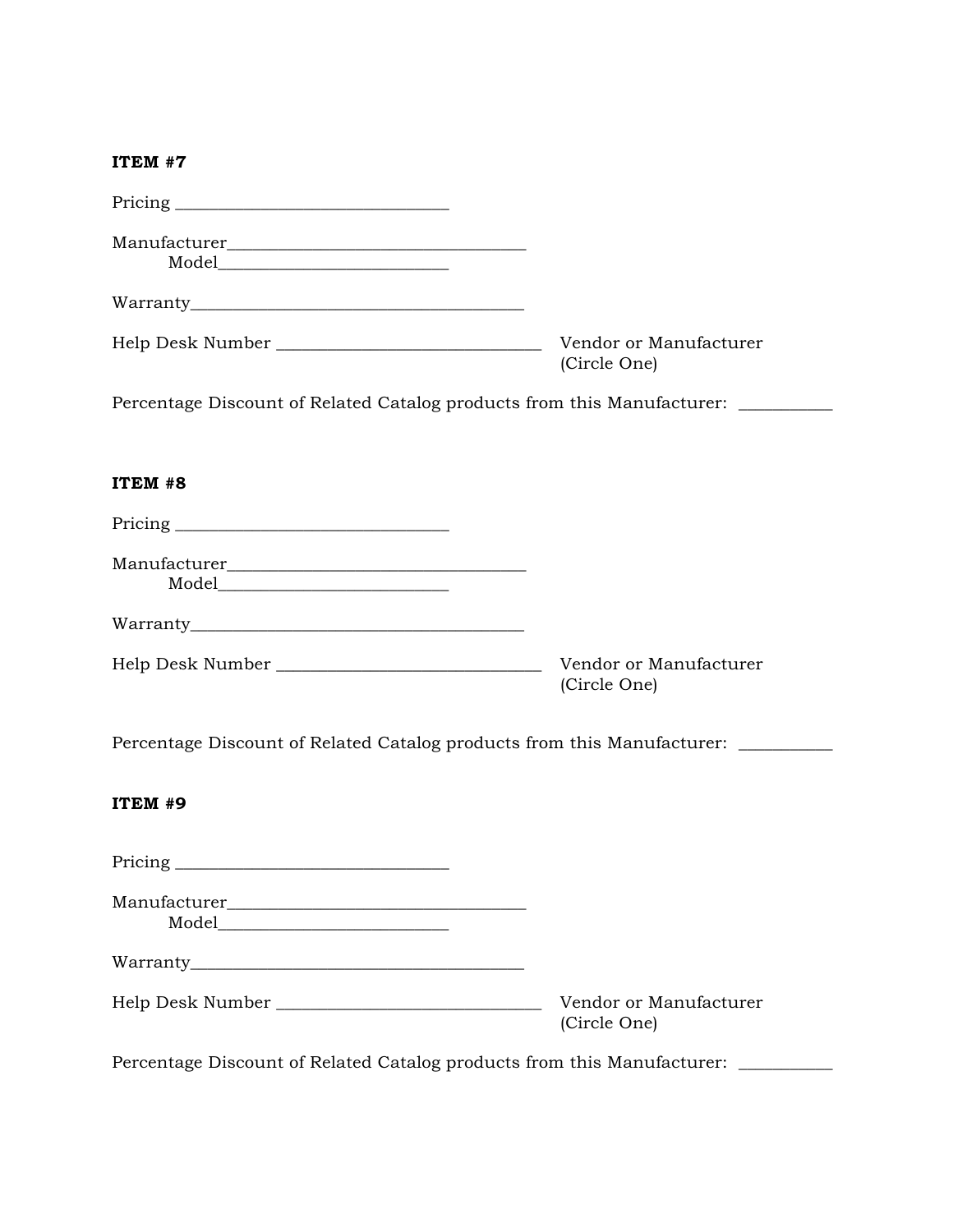**ITEM #7**

Pricing _______________________________

Manufacturer__________________________________

Model__________________________

Warranty_____________________________________

Help Desk Number ______________________________ Vendor or Manufacturer (Circle One)

Percentage Discount of Related Catalog products from this Manufacturer: __________

**ITEM #8**

Pricing _______________________________

Manufacturer__________________________________

Model__________________________

Warranty_____________________________________

Help Desk Number ______________________________ Vendor or Manufacturer (Circle One)

Percentage Discount of Related Catalog products from this Manufacturer: __________

**ITEM #9**

Pricing _______________________________

Manufacturer__________________________________

Model__________________________

Warranty_____________________________________

Help Desk Number ______________________________ Vendor or Manufacturer (Circle One)

Percentage Discount of Related Catalog products from this Manufacturer: __________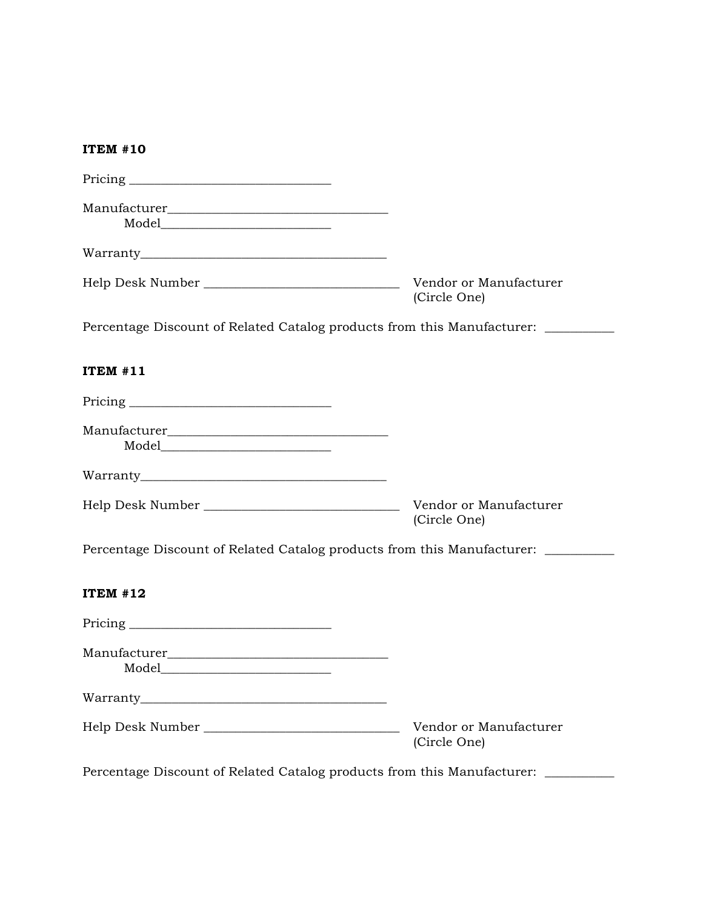**ITEM #10**

Pricing ______________________________

Manufacturer_________________________________

Model_________________________

Warranty_____________________________________

Help Desk Number _____________________________ Vendor or Manufacturer (Circle One)

Percentage Discount of Related Catalog products from this Manufacturer: __________

**ITEM #11**

Pricing ______________________________

Manufacturer_________________________________

Model_________________________

Warranty_____________________________________

Help Desk Number _____________________________ Vendor or Manufacturer (Circle One)

Percentage Discount of Related Catalog products from this Manufacturer: __________

**ITEM #12**

Pricing ______________________________

Manufacturer_________________________________

Model_________________________

Warranty_____________________________________

Help Desk Number _____________________________ Vendor or Manufacturer (Circle One)

Percentage Discount of Related Catalog products from this Manufacturer: __________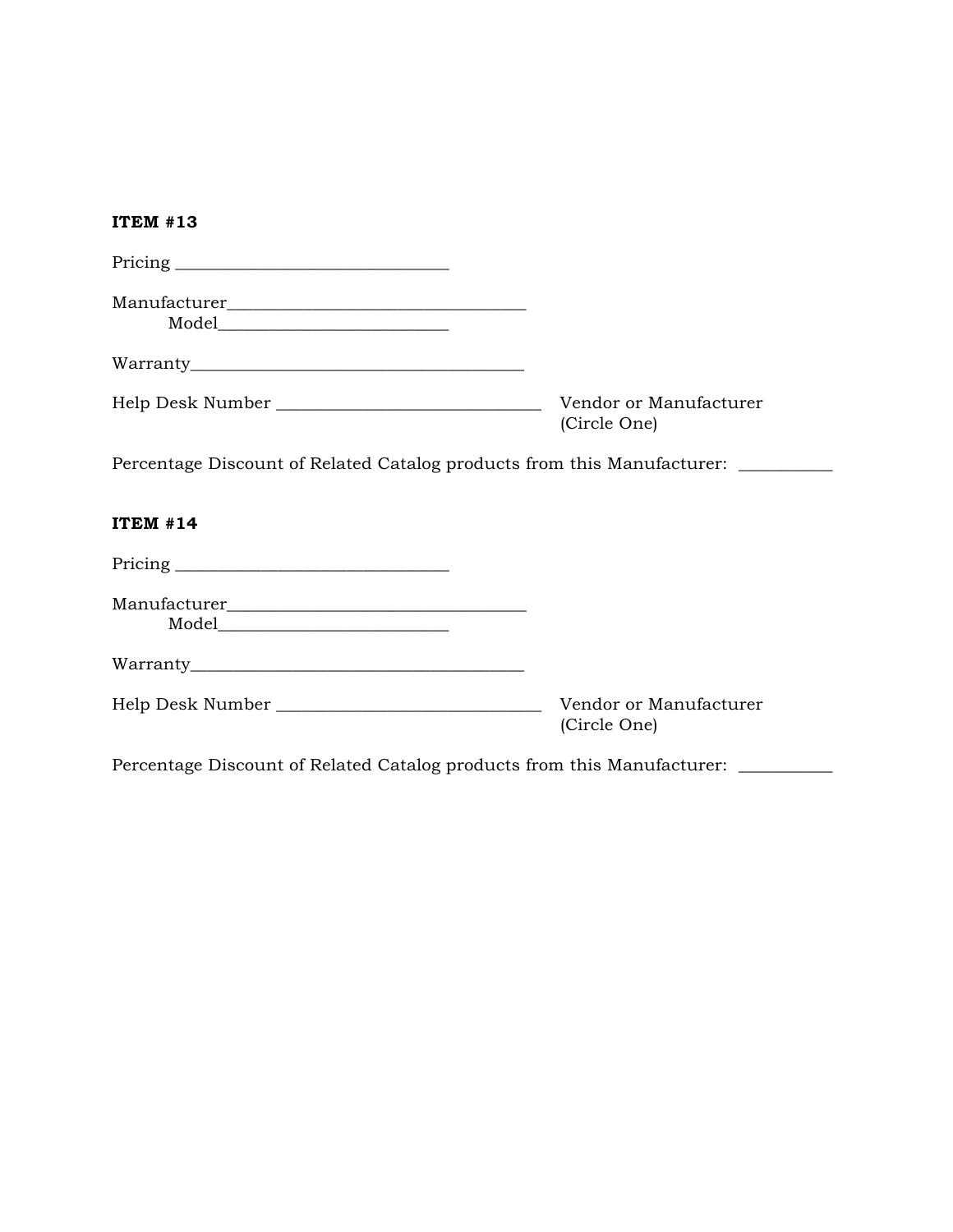**ITEM #13**

Pricing ________________________________

Manufacturer___________________________________
Model___________________________

Warranty_______________________________________

Help Desk Number _______________________________ Vendor or Manufacturer (Circle One)

Percentage Discount of Related Catalog products from this Manufacturer: ___________

**ITEM #14**

Pricing ________________________________

Manufacturer___________________________________
Model___________________________

Warranty_______________________________________

Help Desk Number _______________________________ Vendor or Manufacturer (Circle One)

Percentage Discount of Related Catalog products from this Manufacturer: ___________